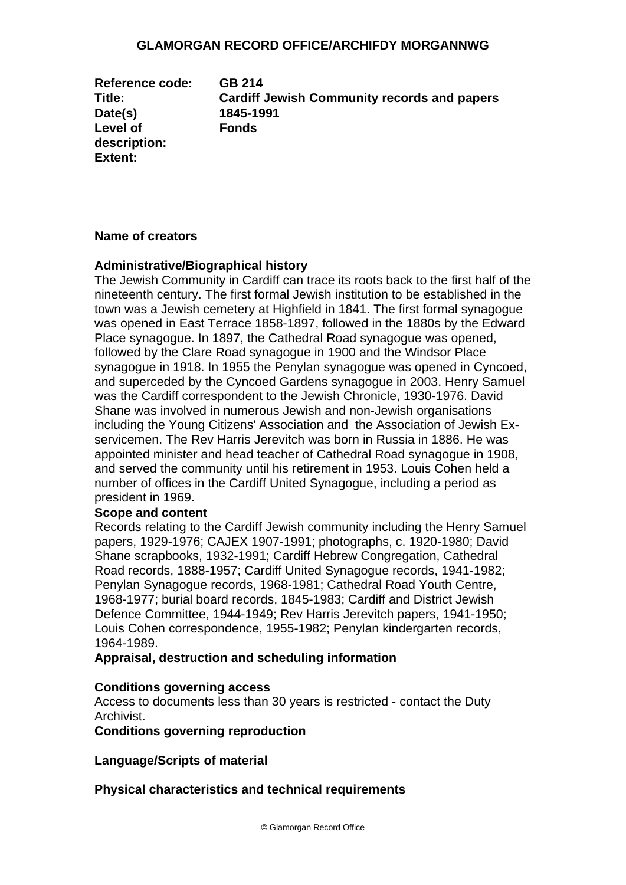**GLAMORGAN RECORD OFFICE/ARCHIFDY MORGANNWG**

| | |
|---|---|
| **Reference code:** | **GB 214** |
| **Title:** | **Cardiff Jewish Community records and papers** |
| **Date(s)** | **1845-1991** |
| **Level of description:** | **Fonds** |
| **Extent:** | |

**Name of creators**

**Administrative/Biographical history**

The Jewish Community in Cardiff can trace its roots back to the first half of the nineteenth century. The first formal Jewish institution to be established in the town was a Jewish cemetery at Highfield in 1841. The first formal synagogue was opened in East Terrace 1858-1897, followed in the 1880s by the Edward Place synagogue. In 1897, the Cathedral Road synagogue was opened, followed by the Clare Road synagogue in 1900 and the Windsor Place synagogue in 1918. In 1955 the Penylan synagogue was opened in Cyncoed, and superceded by the Cyncoed Gardens synagogue in 2003. Henry Samuel was the Cardiff correspondent to the Jewish Chronicle, 1930-1976. David Shane was involved in numerous Jewish and non-Jewish organisations including the Young Citizens' Association and the Association of Jewish Ex-servicemen. The Rev Harris Jerevitch was born in Russia in 1886. He was appointed minister and head teacher of Cathedral Road synagogue in 1908, and served the community until his retirement in 1953. Louis Cohen held a number of offices in the Cardiff United Synagogue, including a period as president in 1969.

**Scope and content**

Records relating to the Cardiff Jewish community including the Henry Samuel papers, 1929-1976; CAJEX 1907-1991; photographs, c. 1920-1980; David Shane scrapbooks, 1932-1991; Cardiff Hebrew Congregation, Cathedral Road records, 1888-1957; Cardiff United Synagogue records, 1941-1982; Penylan Synagogue records, 1968-1981; Cathedral Road Youth Centre, 1968-1977; burial board records, 1845-1983; Cardiff and District Jewish Defence Committee, 1944-1949; Rev Harris Jerevitch papers, 1941-1950; Louis Cohen correspondence, 1955-1982; Penylan kindergarten records, 1964-1989.

**Appraisal, destruction and scheduling information**

**Conditions governing access**

Access to documents less than 30 years is restricted - contact the Duty Archivist.

**Conditions governing reproduction**

**Language/Scripts of material**

**Physical characteristics and technical requirements**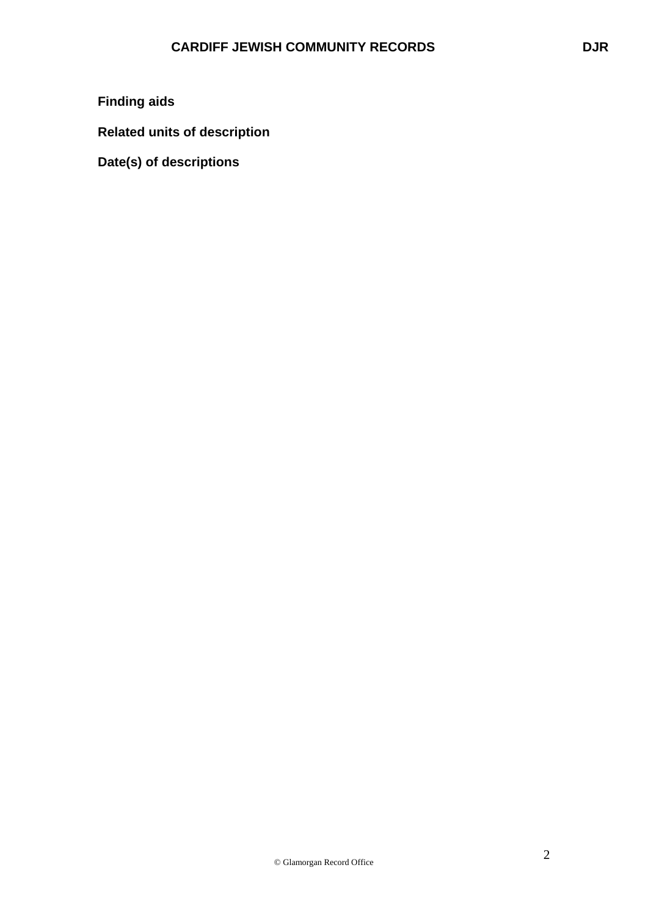**Finding aids**

**Related units of description**

**Date(s) of descriptions**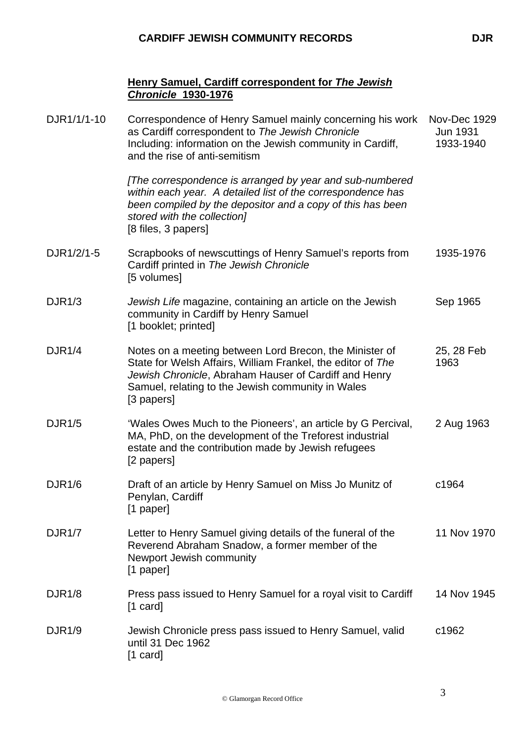## Henry Samuel, Cardiff correspondent for *The Jewish Chronicle* 1930-1976

| Reference | Description | Date |
|---|---|---|
| DJR1/1/1-10 | Correspondence of Henry Samuel mainly concerning his work as Cardiff correspondent to *The Jewish Chronicle* Including: information on the Jewish community in Cardiff, and the rise of anti-semitism<br><br>*[The correspondence is arranged by year and sub-numbered within each year. A detailed list of the correspondence has been compiled by the depositor and a copy of this has been stored with the collection]*<br>[8 files, 3 papers] | Nov-Dec 1929<br>Jun 1931<br>1933-1940 |
| DJR1/2/1-5 | Scrapbooks of newscuttings of Henry Samuel's reports from Cardiff printed in *The Jewish Chronicle*<br>[5 volumes] | 1935-1976 |
| DJR1/3 | *Jewish Life* magazine, containing an article on the Jewish community in Cardiff by Henry Samuel<br>[1 booklet; printed] | Sep 1965 |
| DJR1/4 | Notes on a meeting between Lord Brecon, the Minister of State for Welsh Affairs, William Frankel, the editor of *The Jewish Chronicle*, Abraham Hauser of Cardiff and Henry Samuel, relating to the Jewish community in Wales<br>[3 papers] | 25, 28 Feb 1963 |
| DJR1/5 | 'Wales Owes Much to the Pioneers', an article by G Percival, MA, PhD, on the development of the Treforest industrial estate and the contribution made by Jewish refugees<br>[2 papers] | 2 Aug 1963 |
| DJR1/6 | Draft of an article by Henry Samuel on Miss Jo Munitz of Penylan, Cardiff<br>[1 paper] | c1964 |
| DJR1/7 | Letter to Henry Samuel giving details of the funeral of the Reverend Abraham Snadow, a former member of the Newport Jewish community<br>[1 paper] | 11 Nov 1970 |
| DJR1/8 | Press pass issued to Henry Samuel for a royal visit to Cardiff<br>[1 card] | 14 Nov 1945 |
| DJR1/9 | Jewish Chronicle press pass issued to Henry Samuel, valid until 31 Dec 1962<br>[1 card] | c1962 |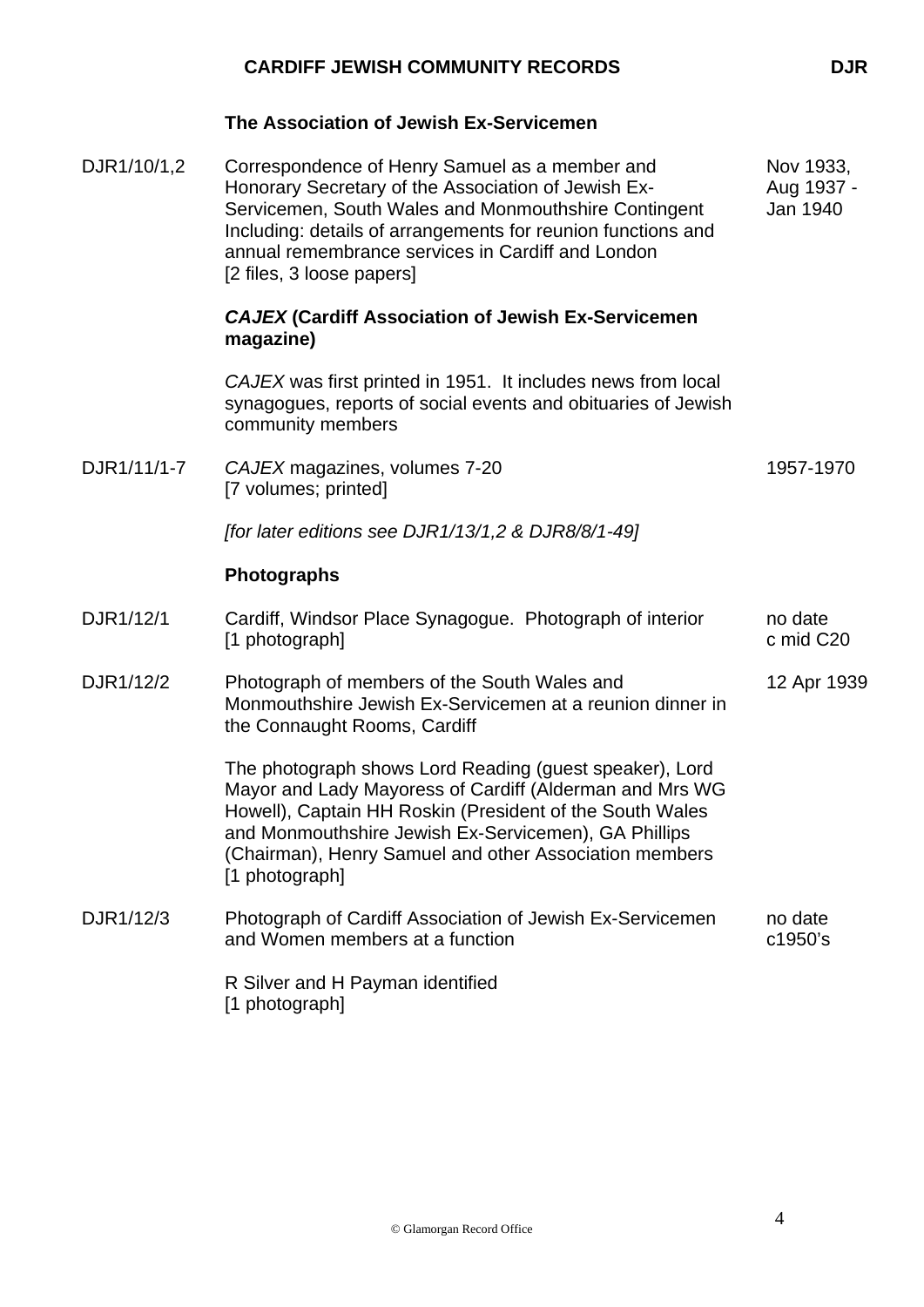### The Association of Jewish Ex-Servicemen

| Reference | Description | Date |
|---|---|---|
| DJR1/10/1,2 | Correspondence of Henry Samuel as a member and Honorary Secretary of the Association of Jewish Ex-Servicemen, South Wales and Monmouthshire Contingent Including: details of arrangements for reunion functions and annual remembrance services in Cardiff and London [2 files, 3 loose papers] | Nov 1933, Aug 1937 - Jan 1940 |

### *CAJEX* (Cardiff Association of Jewish Ex-Servicemen magazine)

*CAJEX* was first printed in 1951. It includes news from local synagogues, reports of social events and obituaries of Jewish community members

| Reference | Description | Date |
|---|---|---|
| DJR1/11/1-7 | *CAJEX* magazines, volumes 7-20 [7 volumes; printed] | 1957-1970 |

*[for later editions see DJR1/13/1,2 & DJR8/8/1-49]*

### Photographs

| Reference | Description | Date |
|---|---|---|
| DJR1/12/1 | Cardiff, Windsor Place Synagogue. Photograph of interior [1 photograph] | no date c mid C20 |
| DJR1/12/2 | Photograph of members of the South Wales and Monmouthshire Jewish Ex-Servicemen at a reunion dinner in the Connaught Rooms, Cardiff<br><br>The photograph shows Lord Reading (guest speaker), Lord Mayor and Lady Mayoress of Cardiff (Alderman and Mrs WG Howell), Captain HH Roskin (President of the South Wales and Monmouthshire Jewish Ex-Servicemen), GA Phillips (Chairman), Henry Samuel and other Association members [1 photograph] | 12 Apr 1939 |
| DJR1/12/3 | Photograph of Cardiff Association of Jewish Ex-Servicemen and Women members at a function<br><br>R Silver and H Payman identified [1 photograph] | no date c1950's |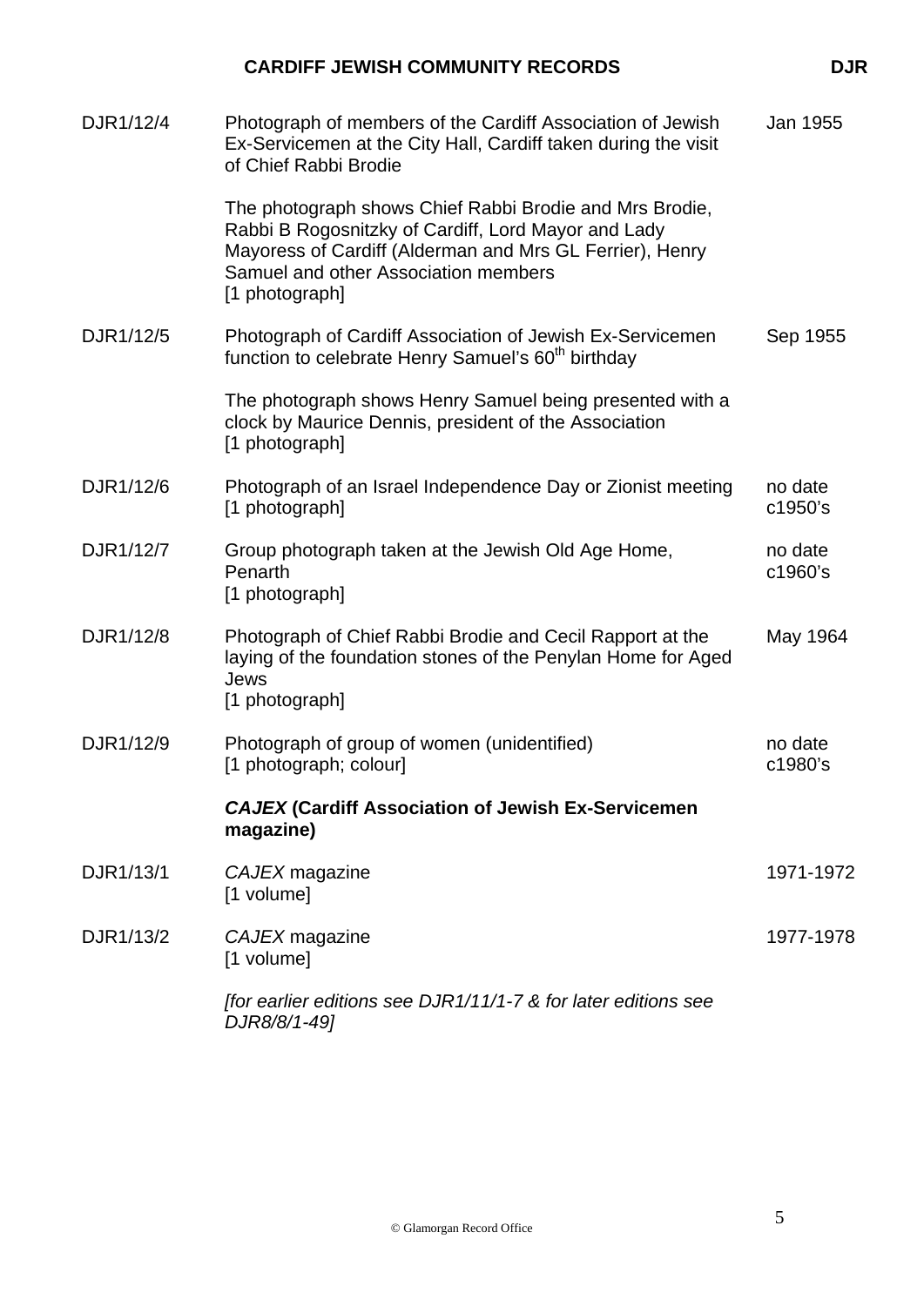| | | |
|---|---|---|
| DJR1/12/4 | Photograph of members of the Cardiff Association of Jewish Ex-Servicemen at the City Hall, Cardiff taken during the visit of Chief Rabbi Brodie<br><br>The photograph shows Chief Rabbi Brodie and Mrs Brodie, Rabbi B Rogosnitzky of Cardiff, Lord Mayor and Lady Mayoress of Cardiff (Alderman and Mrs GL Ferrier), Henry Samuel and other Association members<br>[1 photograph] | Jan 1955 |
| DJR1/12/5 | Photograph of Cardiff Association of Jewish Ex-Servicemen function to celebrate Henry Samuel's 60th birthday<br><br>The photograph shows Henry Samuel being presented with a clock by Maurice Dennis, president of the Association<br>[1 photograph] | Sep 1955 |
| DJR1/12/6 | Photograph of an Israel Independence Day or Zionist meeting<br>[1 photograph] | no date c1950's |
| DJR1/12/7 | Group photograph taken at the Jewish Old Age Home, Penarth<br>[1 photograph] | no date c1960's |
| DJR1/12/8 | Photograph of Chief Rabbi Brodie and Cecil Rapport at the laying of the foundation stones of the Penylan Home for Aged Jews<br>[1 photograph] | May 1964 |
| DJR1/12/9 | Photograph of group of women (unidentified)<br>[1 photograph; colour] | no date c1980's |

***CAJEX* (Cardiff Association of Jewish Ex-Servicemen magazine)**

| | | |
|---|---|---|
| DJR1/13/1 | *CAJEX* magazine<br>[1 volume] | 1971-1972 |
| DJR1/13/2 | *CAJEX* magazine<br>[1 volume] | 1977-1978 |

*[for earlier editions see DJR1/11/1-7 & for later editions see DJR8/8/1-49]*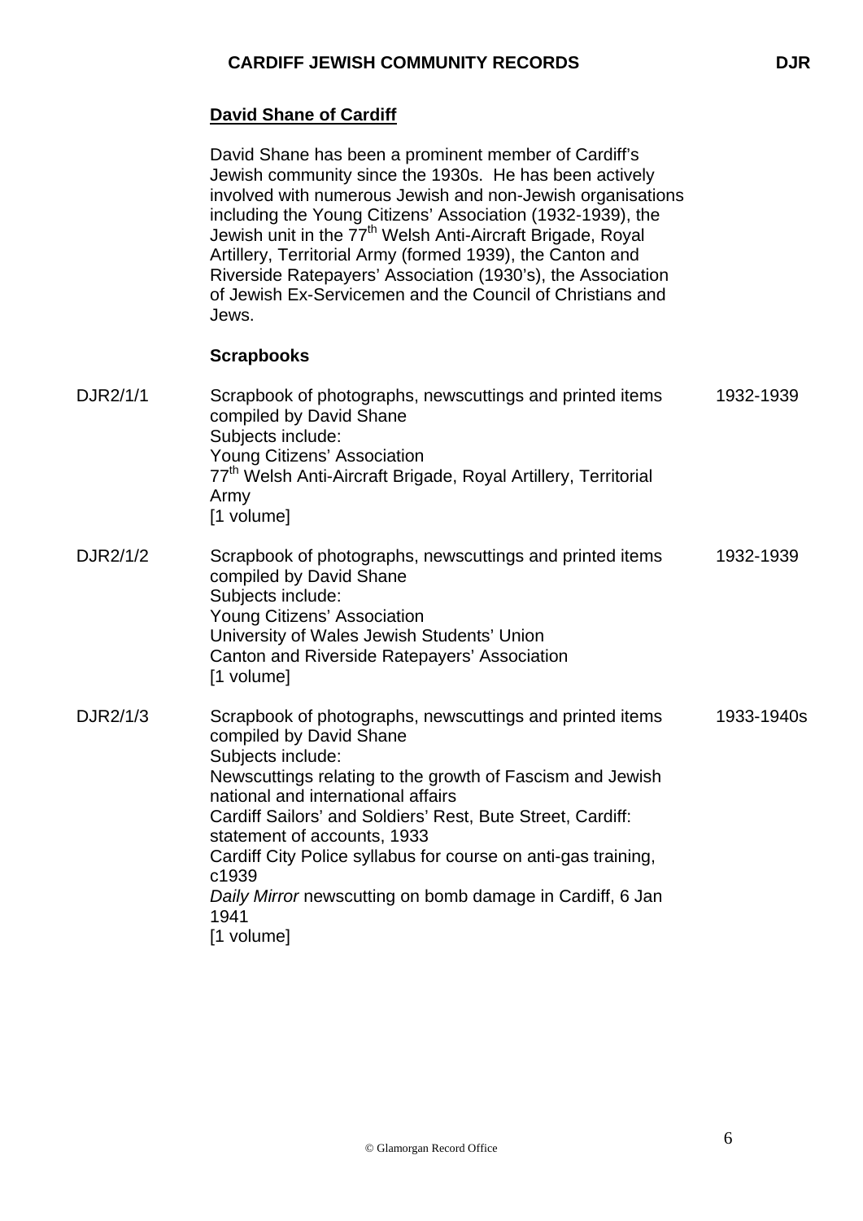## David Shane of Cardiff

David Shane has been a prominent member of Cardiff's Jewish community since the 1930s. He has been actively involved with numerous Jewish and non-Jewish organisations including the Young Citizens' Association (1932-1939), the Jewish unit in the 77th Welsh Anti-Aircraft Brigade, Royal Artillery, Territorial Army (formed 1939), the Canton and Riverside Ratepayers' Association (1930's), the Association of Jewish Ex-Servicemen and the Council of Christians and Jews.

### Scrapbooks

| | | |
|---|---|---|
| DJR2/1/1 | Scrapbook of photographs, newscuttings and printed items compiled by David Shane<br>Subjects include:<br>Young Citizens' Association<br>77th Welsh Anti-Aircraft Brigade, Royal Artillery, Territorial Army<br>[1 volume] | 1932-1939 |
| DJR2/1/2 | Scrapbook of photographs, newscuttings and printed items compiled by David Shane<br>Subjects include:<br>Young Citizens' Association<br>University of Wales Jewish Students' Union<br>Canton and Riverside Ratepayers' Association<br>[1 volume] | 1932-1939 |
| DJR2/1/3 | Scrapbook of photographs, newscuttings and printed items compiled by David Shane<br>Subjects include:<br>Newscuttings relating to the growth of Fascism and Jewish national and international affairs<br>Cardiff Sailors' and Soldiers' Rest, Bute Street, Cardiff: statement of accounts, 1933<br>Cardiff City Police syllabus for course on anti-gas training, c1939<br>*Daily Mirror* newscutting on bomb damage in Cardiff, 6 Jan 1941<br>[1 volume] | 1933-1940s |

© Glamorgan Record Office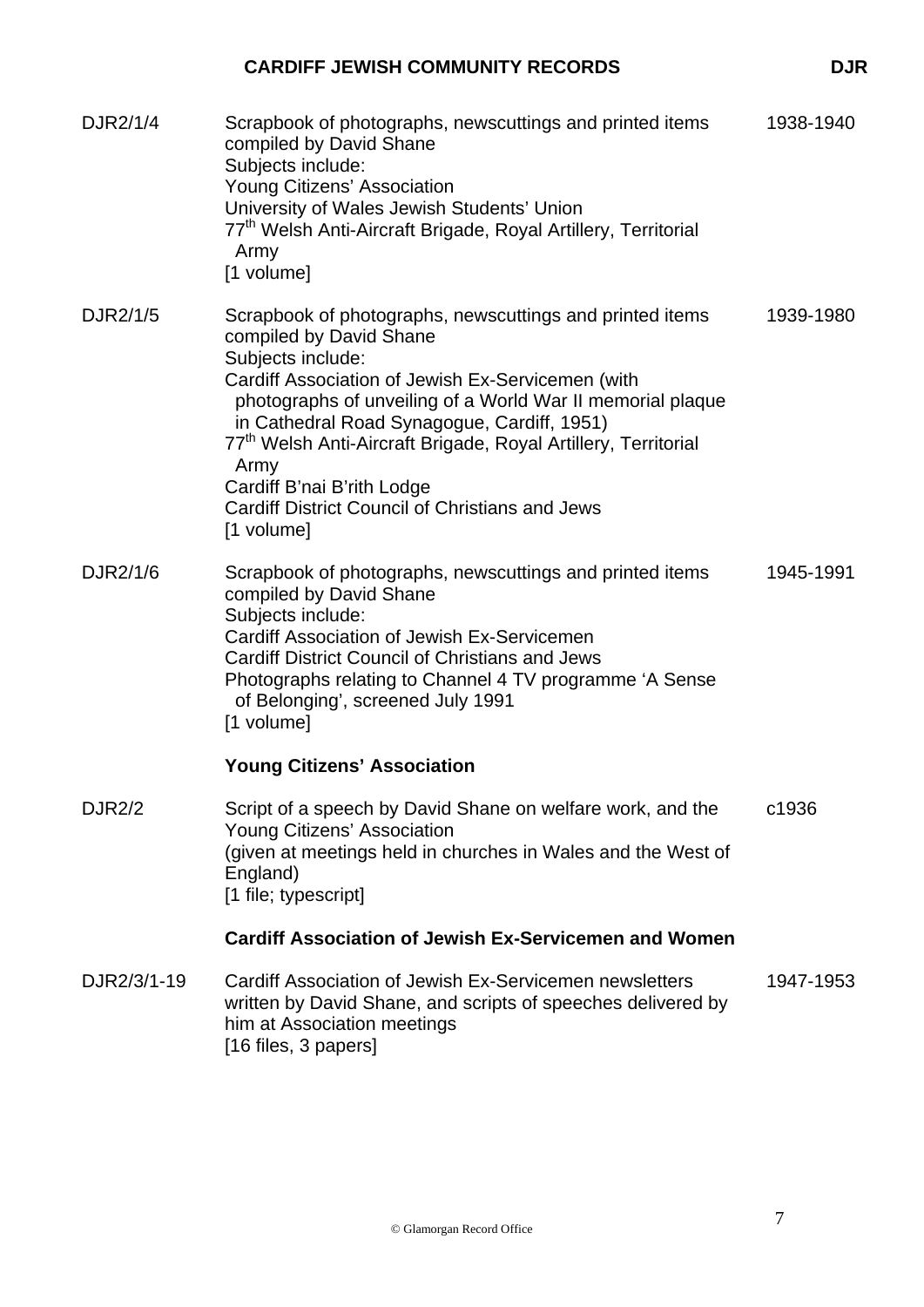| Reference | Description | Date |
| --- | --- | --- |
| DJR2/1/4 | Scrapbook of photographs, newscuttings and printed items compiled by David Shane<br>Subjects include:<br>Young Citizens' Association<br>University of Wales Jewish Students' Union<br>77th Welsh Anti-Aircraft Brigade, Royal Artillery, Territorial Army<br>[1 volume] | 1938-1940 |
| DJR2/1/5 | Scrapbook of photographs, newscuttings and printed items compiled by David Shane<br>Subjects include:<br>Cardiff Association of Jewish Ex-Servicemen (with photographs of unveiling of a World War II memorial plaque in Cathedral Road Synagogue, Cardiff, 1951)<br>77th Welsh Anti-Aircraft Brigade, Royal Artillery, Territorial Army<br>Cardiff B'nai B'rith Lodge<br>Cardiff District Council of Christians and Jews<br>[1 volume] | 1939-1980 |
| DJR2/1/6 | Scrapbook of photographs, newscuttings and printed items compiled by David Shane<br>Subjects include:<br>Cardiff Association of Jewish Ex-Servicemen<br>Cardiff District Council of Christians and Jews<br>Photographs relating to Channel 4 TV programme 'A Sense of Belonging', screened July 1991<br>[1 volume] | 1945-1991 |

**Young Citizens' Association**

| Reference | Description | Date |
| --- | --- | --- |
| DJR2/2 | Script of a speech by David Shane on welfare work, and the Young Citizens' Association<br>(given at meetings held in churches in Wales and the West of England)<br>[1 file; typescript] | c1936 |

**Cardiff Association of Jewish Ex-Servicemen and Women**

| Reference | Description | Date |
| --- | --- | --- |
| DJR2/3/1-19 | Cardiff Association of Jewish Ex-Servicemen newsletters written by David Shane, and scripts of speeches delivered by him at Association meetings<br>[16 files, 3 papers] | 1947-1953 |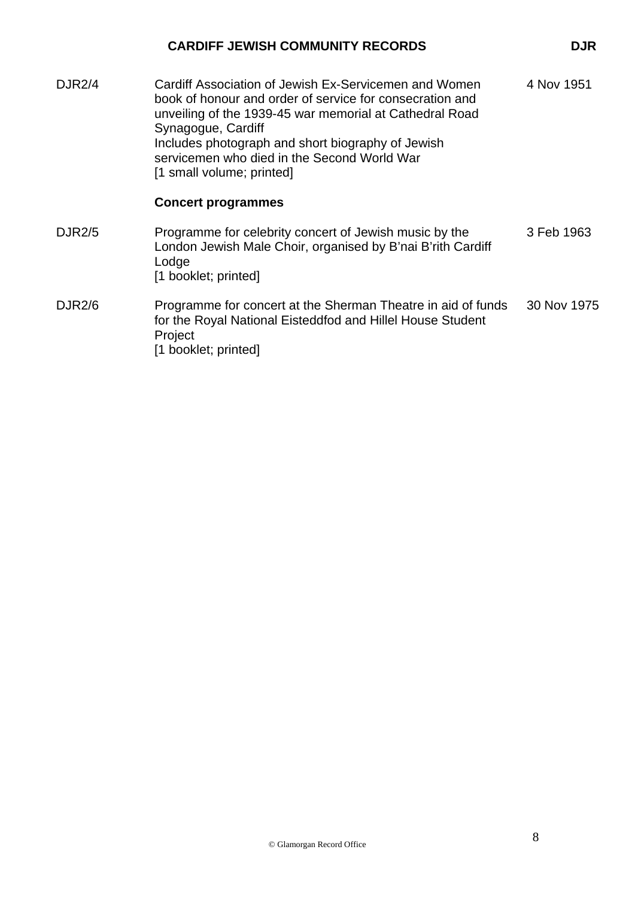| | | |
|---|---|---|
| DJR2/4 | Cardiff Association of Jewish Ex-Servicemen and Women book of honour and order of service for consecration and unveiling of the 1939-45 war memorial at Cathedral Road Synagogue, Cardiff<br>Includes photograph and short biography of Jewish servicemen who died in the Second World War<br>[1 small volume; printed] | 4 Nov 1951 |
| | **Concert programmes** | |
| DJR2/5 | Programme for celebrity concert of Jewish music by the London Jewish Male Choir, organised by B'nai B'rith Cardiff Lodge<br>[1 booklet; printed] | 3 Feb 1963 |
| DJR2/6 | Programme for concert at the Sherman Theatre in aid of funds for the Royal National Eisteddfod and Hillel House Student Project<br>[1 booklet; printed] | 30 Nov 1975 |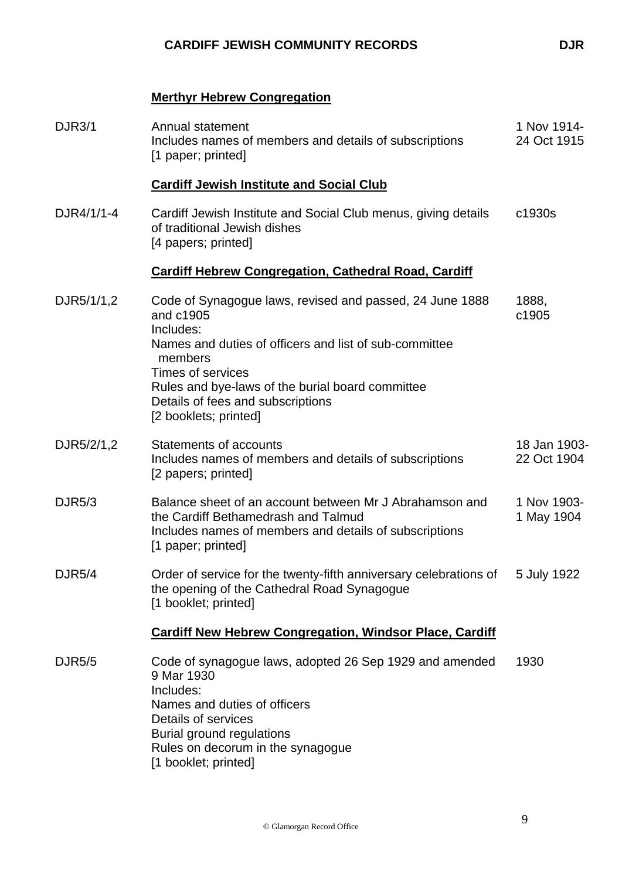**Merthyr Hebrew Congregation**

| | | |
|---|---|---|
| DJR3/1 | Annual statement<br>Includes names of members and details of subscriptions<br>[1 paper; printed] | 1 Nov 1914-<br>24 Oct 1915 |

**Cardiff Jewish Institute and Social Club**

| | | |
|---|---|---|
| DJR4/1/1-4 | Cardiff Jewish Institute and Social Club menus, giving details of traditional Jewish dishes<br>[4 papers; printed] | c1930s |

**Cardiff Hebrew Congregation, Cathedral Road, Cardiff**

| | | |
|---|---|---|
| DJR5/1/1,2 | Code of Synagogue laws, revised and passed, 24 June 1888 and c1905<br>Includes:<br>Names and duties of officers and list of sub-committee members<br>Times of services<br>Rules and bye-laws of the burial board committee<br>Details of fees and subscriptions<br>[2 booklets; printed] | 1888,<br>c1905 |
| DJR5/2/1,2 | Statements of accounts<br>Includes names of members and details of subscriptions<br>[2 papers; printed] | 18 Jan 1903-<br>22 Oct 1904 |
| DJR5/3 | Balance sheet of an account between Mr J Abrahamson and the Cardiff Bethamedrash and Talmud<br>Includes names of members and details of subscriptions<br>[1 paper; printed] | 1 Nov 1903-<br>1 May 1904 |
| DJR5/4 | Order of service for the twenty-fifth anniversary celebrations of the opening of the Cathedral Road Synagogue<br>[1 booklet; printed] | 5 July 1922 |

**Cardiff New Hebrew Congregation, Windsor Place, Cardiff**

| | | |
|---|---|---|
| DJR5/5 | Code of synagogue laws, adopted 26 Sep 1929 and amended 9 Mar 1930<br>Includes:<br>Names and duties of officers<br>Details of services<br>Burial ground regulations<br>Rules on decorum in the synagogue<br>[1 booklet; printed] | 1930 |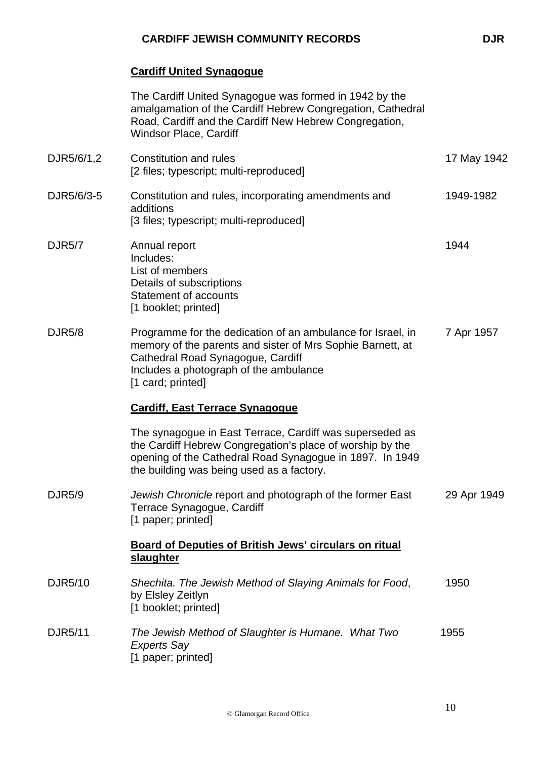## Cardiff United Synagogue

The Cardiff United Synagogue was formed in 1942 by the amalgamation of the Cardiff Hebrew Congregation, Cathedral Road, Cardiff and the Cardiff New Hebrew Congregation, Windsor Place, Cardiff

| Reference | Description | Date |
|---|---|---|
| DJR5/6/1,2 | Constitution and rules<br>[2 files; typescript; multi-reproduced] | 17 May 1942 |
| DJR5/6/3-5 | Constitution and rules, incorporating amendments and additions<br>[3 files; typescript; multi-reproduced] | 1949-1982 |
| DJR5/7 | Annual report<br>Includes:<br>List of members<br>Details of subscriptions<br>Statement of accounts<br>[1 booklet; printed] | 1944 |
| DJR5/8 | Programme for the dedication of an ambulance for Israel, in memory of the parents and sister of Mrs Sophie Barnett, at Cathedral Road Synagogue, Cardiff<br>Includes a photograph of the ambulance<br>[1 card; printed] | 7 Apr 1957 |

## Cardiff, East Terrace Synagogue

The synagogue in East Terrace, Cardiff was superseded as the Cardiff Hebrew Congregation's place of worship by the opening of the Cathedral Road Synagogue in 1897. In 1949 the building was being used as a factory.

| Reference | Description | Date |
|---|---|---|
| DJR5/9 | *Jewish Chronicle* report and photograph of the former East Terrace Synagogue, Cardiff<br>[1 paper; printed] | 29 Apr 1949 |

## Board of Deputies of British Jews' circulars on ritual slaughter

| Reference | Description | Date |
|---|---|---|
| DJR5/10 | *Shechita. The Jewish Method of Slaying Animals for Food*, by Elsley Zeitlyn<br>[1 booklet; printed] | 1950 |
| DJR5/11 | *The Jewish Method of Slaughter is Humane. What Two Experts Say*<br>[1 paper; printed] | 1955 |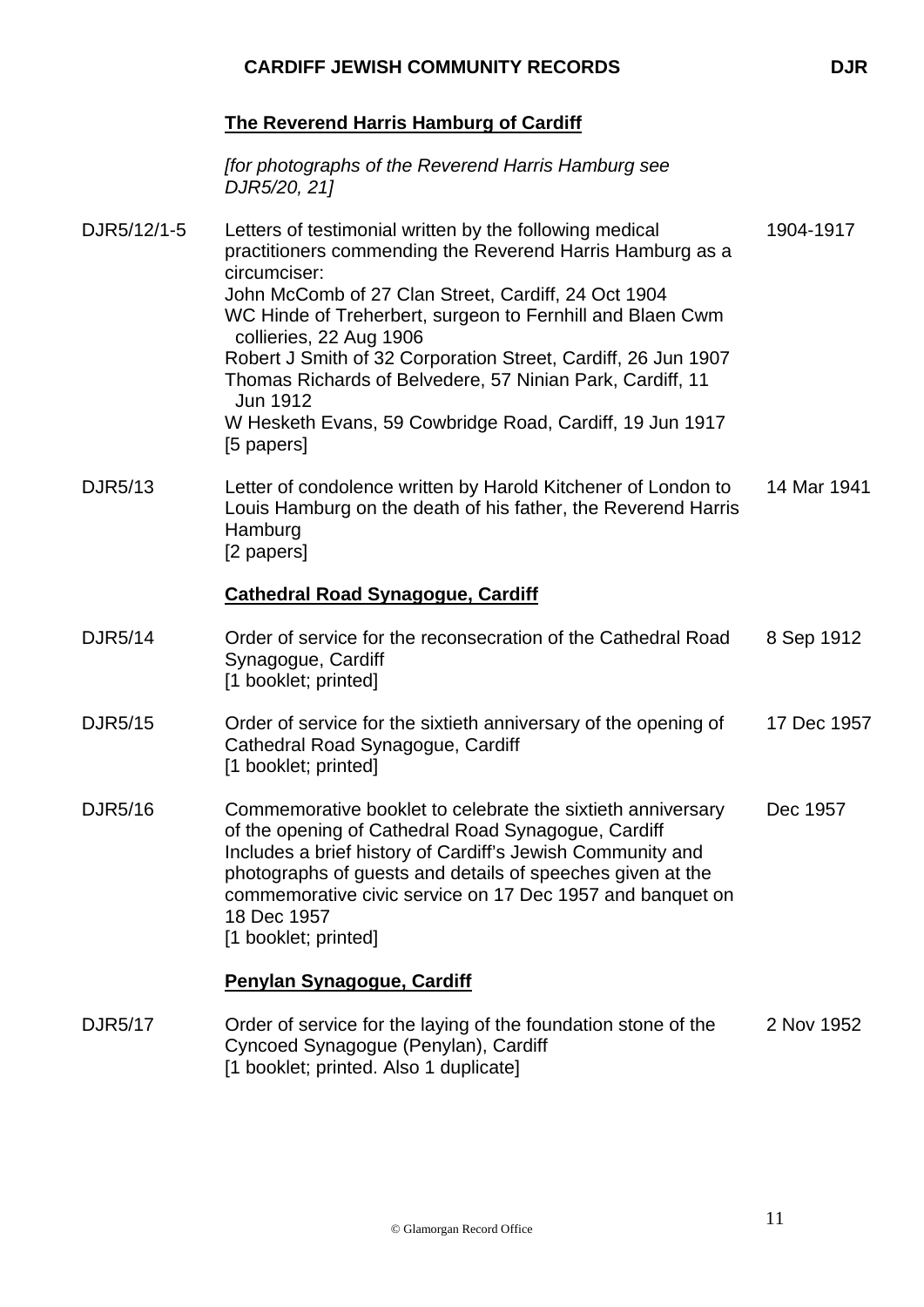## The Reverend Harris Hamburg of Cardiff

*[for photographs of the Reverend Harris Hamburg see DJR5/20, 21]*

| | | |
|---|---|---|
| DJR5/12/1-5 | Letters of testimonial written by the following medical practitioners commending the Reverend Harris Hamburg as a circumciser:<br>John McComb of 27 Clan Street, Cardiff, 24 Oct 1904<br>WC Hinde of Treherbert, surgeon to Fernhill and Blaen Cwm collieries, 22 Aug 1906<br>Robert J Smith of 32 Corporation Street, Cardiff, 26 Jun 1907<br>Thomas Richards of Belvedere, 57 Ninian Park, Cardiff, 11 Jun 1912<br>W Hesketh Evans, 59 Cowbridge Road, Cardiff, 19 Jun 1917<br>[5 papers] | 1904-1917 |
| DJR5/13 | Letter of condolence written by Harold Kitchener of London to Louis Hamburg on the death of his father, the Reverend Harris Hamburg<br>[2 papers] | 14 Mar 1941 |

## Cathedral Road Synagogue, Cardiff

| | | |
|---|---|---|
| DJR5/14 | Order of service for the reconsecration of the Cathedral Road Synagogue, Cardiff<br>[1 booklet; printed] | 8 Sep 1912 |
| DJR5/15 | Order of service for the sixtieth anniversary of the opening of Cathedral Road Synagogue, Cardiff<br>[1 booklet; printed] | 17 Dec 1957 |
| DJR5/16 | Commemorative booklet to celebrate the sixtieth anniversary of the opening of Cathedral Road Synagogue, Cardiff<br>Includes a brief history of Cardiff's Jewish Community and photographs of guests and details of speeches given at the commemorative civic service on 17 Dec 1957 and banquet on 18 Dec 1957<br>[1 booklet; printed] | Dec 1957 |

## Penylan Synagogue, Cardiff

| | | |
|---|---|---|
| DJR5/17 | Order of service for the laying of the foundation stone of the Cyncoed Synagogue (Penylan), Cardiff<br>[1 booklet; printed. Also 1 duplicate] | 2 Nov 1952 |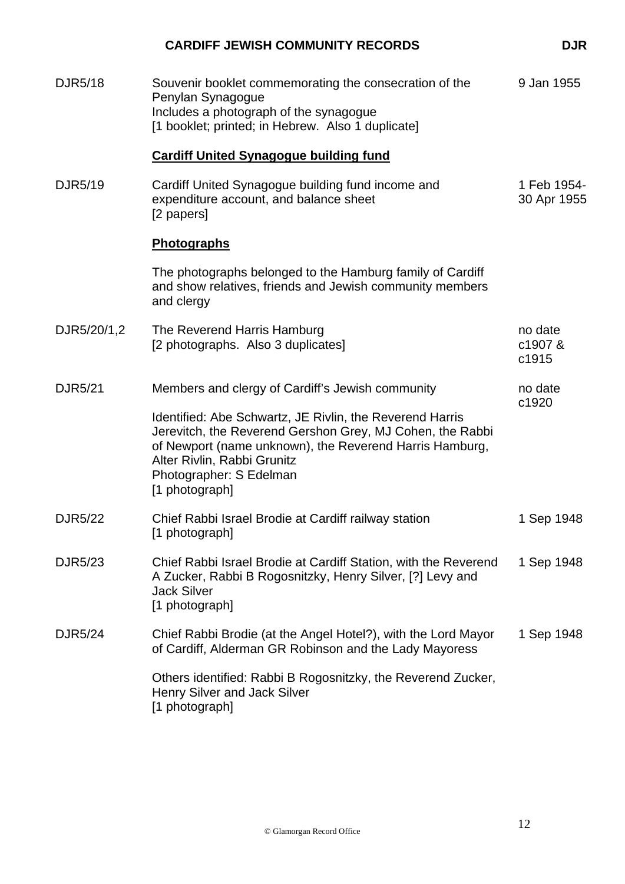| Reference | Description | Date |
|---|---|---|
| DJR5/18 | Souvenir booklet commemorating the consecration of the Penylan Synagogue<br>Includes a photograph of the synagogue<br>[1 booklet; printed; in Hebrew. Also 1 duplicate] | 9 Jan 1955 |
| | **<u>Cardiff United Synagogue building fund</u>** | |
| DJR5/19 | Cardiff United Synagogue building fund income and expenditure account, and balance sheet<br>[2 papers] | 1 Feb 1954-30 Apr 1955 |
| | **<u>Photographs</u>** | |
| | The photographs belonged to the Hamburg family of Cardiff and show relatives, friends and Jewish community members and clergy | |
| DJR5/20/1,2 | The Reverend Harris Hamburg<br>[2 photographs. Also 3 duplicates] | no date c1907 & c1915 |
| DJR5/21 | Members and clergy of Cardiff's Jewish community<br><br>Identified: Abe Schwartz, JE Rivlin, the Reverend Harris Jerevitch, the Reverend Gershon Grey, MJ Cohen, the Rabbi of Newport (name unknown), the Reverend Harris Hamburg, Alter Rivlin, Rabbi Grunitz<br>Photographer: S Edelman<br>[1 photograph] | no date c1920 |
| DJR5/22 | Chief Rabbi Israel Brodie at Cardiff railway station<br>[1 photograph] | 1 Sep 1948 |
| DJR5/23 | Chief Rabbi Israel Brodie at Cardiff Station, with the Reverend A Zucker, Rabbi B Rogosnitzky, Henry Silver, [?] Levy and Jack Silver<br>[1 photograph] | 1 Sep 1948 |
| DJR5/24 | Chief Rabbi Brodie (at the Angel Hotel?), with the Lord Mayor of Cardiff, Alderman GR Robinson and the Lady Mayoress<br><br>Others identified: Rabbi B Rogosnitzky, the Reverend Zucker, Henry Silver and Jack Silver<br>[1 photograph] | 1 Sep 1948 |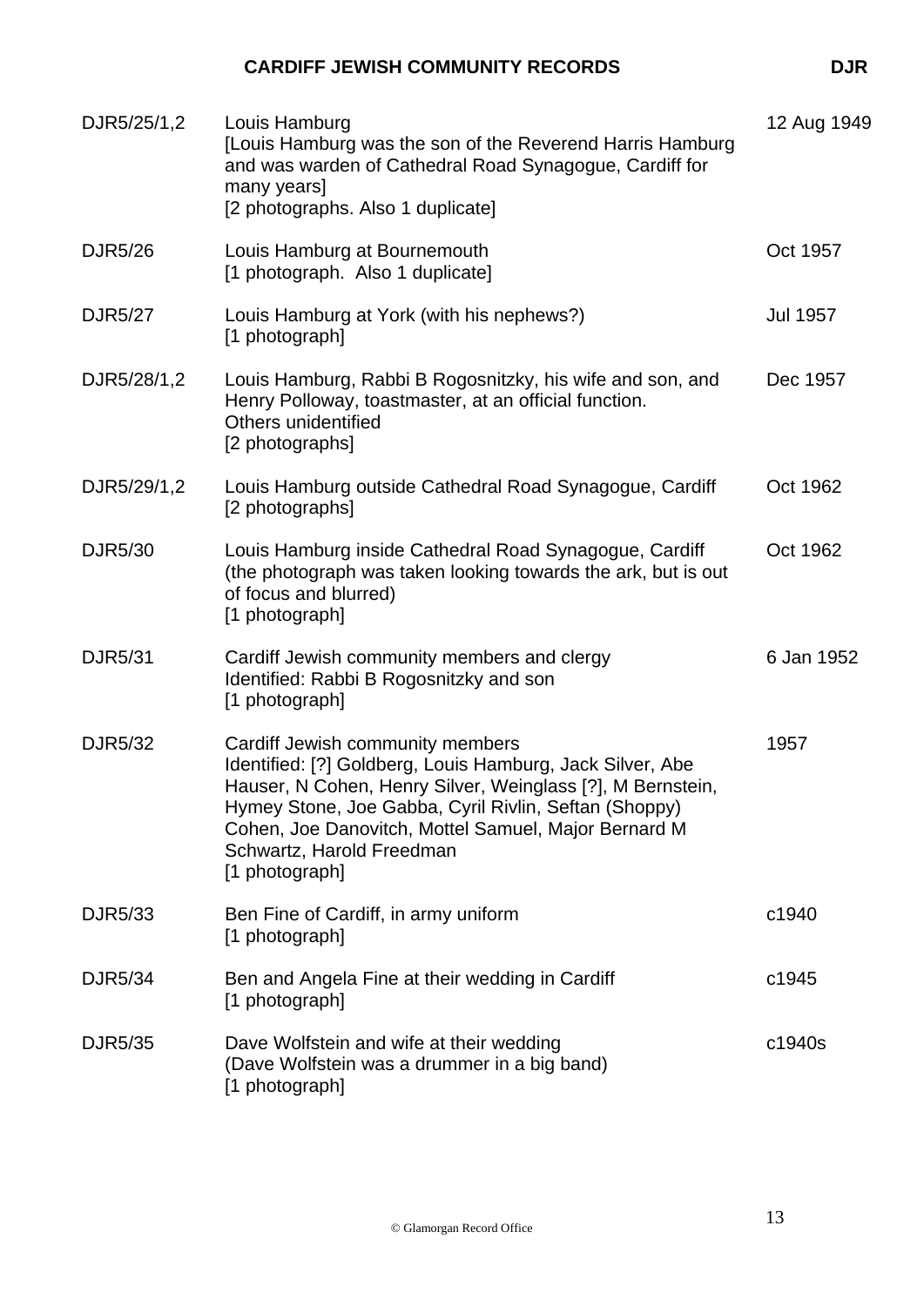| Reference | Description | Date |
|---|---|---|
| DJR5/25/1,2 | Louis Hamburg<br>[Louis Hamburg was the son of the Reverend Harris Hamburg and was warden of Cathedral Road Synagogue, Cardiff for many years]<br>[2 photographs. Also 1 duplicate] | 12 Aug 1949 |
| DJR5/26 | Louis Hamburg at Bournemouth<br>[1 photograph. Also 1 duplicate] | Oct 1957 |
| DJR5/27 | Louis Hamburg at York (with his nephews?)<br>[1 photograph] | Jul 1957 |
| DJR5/28/1,2 | Louis Hamburg, Rabbi B Rogosnitzky, his wife and son, and Henry Polloway, toastmaster, at an official function.<br>Others unidentified<br>[2 photographs] | Dec 1957 |
| DJR5/29/1,2 | Louis Hamburg outside Cathedral Road Synagogue, Cardiff<br>[2 photographs] | Oct 1962 |
| DJR5/30 | Louis Hamburg inside Cathedral Road Synagogue, Cardiff (the photograph was taken looking towards the ark, but is out of focus and blurred)<br>[1 photograph] | Oct 1962 |
| DJR5/31 | Cardiff Jewish community members and clergy<br>Identified: Rabbi B Rogosnitzky and son<br>[1 photograph] | 6 Jan 1952 |
| DJR5/32 | Cardiff Jewish community members<br>Identified: [?] Goldberg, Louis Hamburg, Jack Silver, Abe Hauser, N Cohen, Henry Silver, Weinglass [?], M Bernstein, Hymey Stone, Joe Gabba, Cyril Rivlin, Seftan (Shoppy) Cohen, Joe Danovitch, Mottel Samuel, Major Bernard M Schwartz, Harold Freedman<br>[1 photograph] | 1957 |
| DJR5/33 | Ben Fine of Cardiff, in army uniform<br>[1 photograph] | c1940 |
| DJR5/34 | Ben and Angela Fine at their wedding in Cardiff<br>[1 photograph] | c1945 |
| DJR5/35 | Dave Wolfstein and wife at their wedding<br>(Dave Wolfstein was a drummer in a big band)<br>[1 photograph] | c1940s |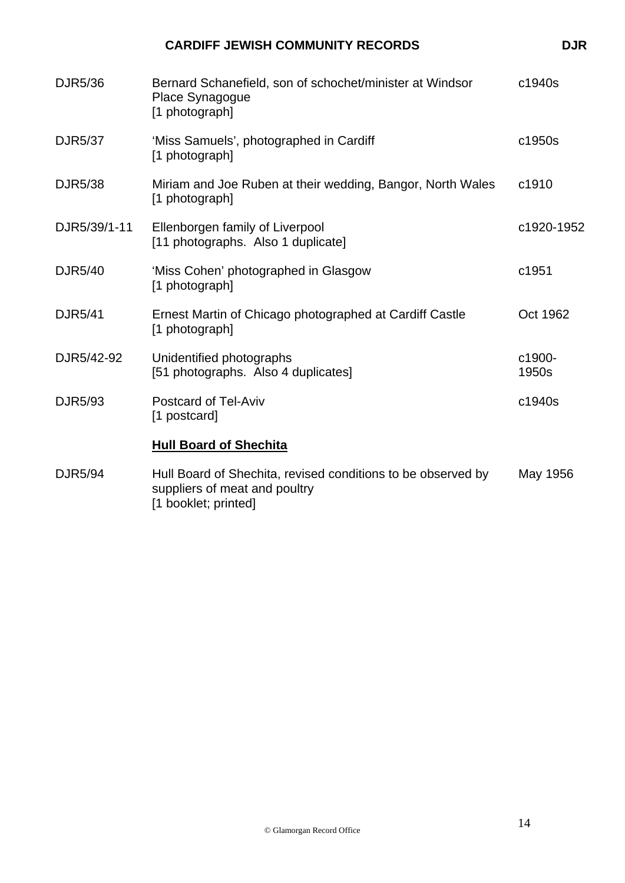| | | |
|---|---|---|
| DJR5/36 | Bernard Schanefield, son of schochet/minister at Windsor Place Synagogue<br>[1 photograph] | c1940s |
| DJR5/37 | 'Miss Samuels', photographed in Cardiff<br>[1 photograph] | c1950s |
| DJR5/38 | Miriam and Joe Ruben at their wedding, Bangor, North Wales<br>[1 photograph] | c1910 |
| DJR5/39/1-11 | Ellenborgen family of Liverpool<br>[11 photographs. Also 1 duplicate] | c1920-1952 |
| DJR5/40 | 'Miss Cohen' photographed in Glasgow<br>[1 photograph] | c1951 |
| DJR5/41 | Ernest Martin of Chicago photographed at Cardiff Castle<br>[1 photograph] | Oct 1962 |
| DJR5/42-92 | Unidentified photographs<br>[51 photographs. Also 4 duplicates] | c1900-1950s |
| DJR5/93 | Postcard of Tel-Aviv<br>[1 postcard] | c1940s |

**Hull Board of Shechita**

| | | |
|---|---|---|
| DJR5/94 | Hull Board of Shechita, revised conditions to be observed by suppliers of meat and poultry<br>[1 booklet; printed] | May 1956 |

© Glamorgan Record Office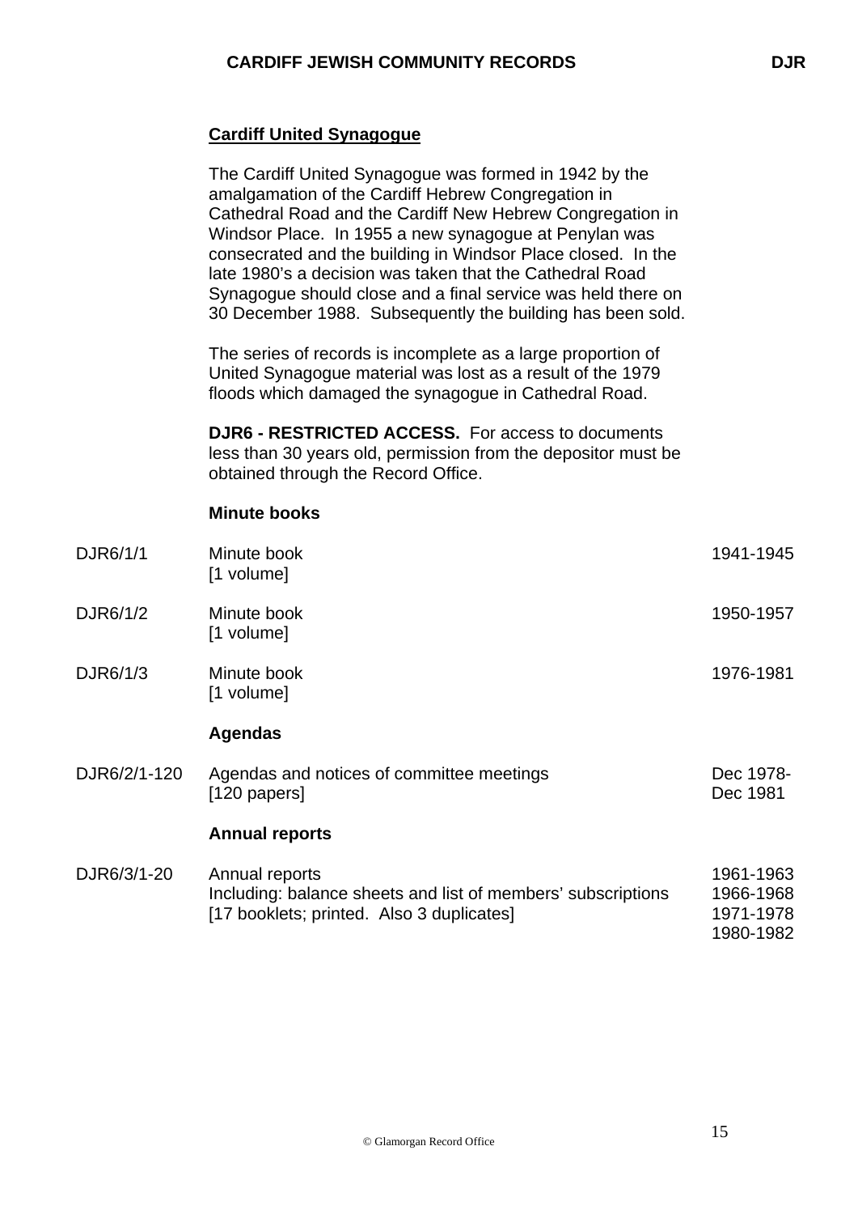## Cardiff United Synagogue

The Cardiff United Synagogue was formed in 1942 by the amalgamation of the Cardiff Hebrew Congregation in Cathedral Road and the Cardiff New Hebrew Congregation in Windsor Place. In 1955 a new synagogue at Penylan was consecrated and the building in Windsor Place closed. In the late 1980's a decision was taken that the Cathedral Road Synagogue should close and a final service was held there on 30 December 1988. Subsequently the building has been sold.

The series of records is incomplete as a large proportion of United Synagogue material was lost as a result of the 1979 floods which damaged the synagogue in Cathedral Road.

**DJR6 - RESTRICTED ACCESS.** For access to documents less than 30 years old, permission from the depositor must be obtained through the Record Office.

### Minute books

| | | |
|---|---|---|
| DJR6/1/1 | Minute book<br>[1 volume] | 1941-1945 |
| DJR6/1/2 | Minute book<br>[1 volume] | 1950-1957 |
| DJR6/1/3 | Minute book<br>[1 volume] | 1976-1981 |

### Agendas

| | | |
|---|---|---|
| DJR6/2/1-120 | Agendas and notices of committee meetings<br>[120 papers] | Dec 1978-<br>Dec 1981 |

### Annual reports

| | | |
|---|---|---|
| DJR6/3/1-20 | Annual reports<br>Including: balance sheets and list of members' subscriptions<br>[17 booklets; printed. Also 3 duplicates] | 1961-1963<br>1966-1968<br>1971-1978<br>1980-1982 |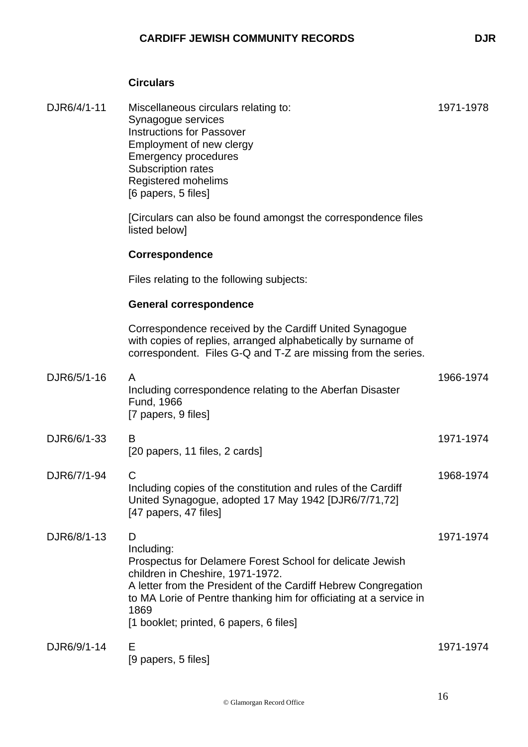### Circulars

| | | |
|---|---|---|
| DJR6/4/1-11 | Miscellaneous circulars relating to:<br>Synagogue services<br>Instructions for Passover<br>Employment of new clergy<br>Emergency procedures<br>Subscription rates<br>Registered mohelims<br>[6 papers, 5 files] | 1971-1978 |

[Circulars can also be found amongst the correspondence files listed below]

### Correspondence

Files relating to the following subjects:

### General correspondence

Correspondence received by the Cardiff United Synagogue with copies of replies, arranged alphabetically by surname of correspondent. Files G-Q and T-Z are missing from the series.

| | | |
|---|---|---|
| DJR6/5/1-16 | A<br>Including correspondence relating to the Aberfan Disaster Fund, 1966<br>[7 papers, 9 files] | 1966-1974 |
| DJR6/6/1-33 | B<br>[20 papers, 11 files, 2 cards] | 1971-1974 |
| DJR6/7/1-94 | C<br>Including copies of the constitution and rules of the Cardiff United Synagogue, adopted 17 May 1942 [DJR6/7/71,72]<br>[47 papers, 47 files] | 1968-1974 |
| DJR6/8/1-13 | D<br>Including:<br>Prospectus for Delamere Forest School for delicate Jewish children in Cheshire, 1971-1972.<br>A letter from the President of the Cardiff Hebrew Congregation to MA Lorie of Pentre thanking him for officiating at a service in 1869<br>[1 booklet; printed, 6 papers, 6 files] | 1971-1974 |
| DJR6/9/1-14 | E<br>[9 papers, 5 files] | 1971-1974 |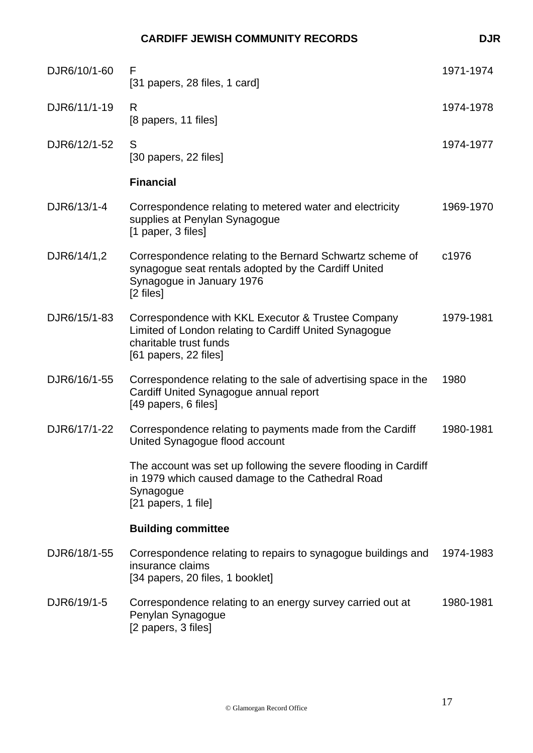| | | |
|---|---|---|
| DJR6/10/1-60 | F<br>[31 papers, 28 files, 1 card] | 1971-1974 |
| DJR6/11/1-19 | R<br>[8 papers, 11 files] | 1974-1978 |
| DJR6/12/1-52 | S<br>[30 papers, 22 files] | 1974-1977 |

**Financial**

| | | |
|---|---|---|
| DJR6/13/1-4 | Correspondence relating to metered water and electricity supplies at Penylan Synagogue<br>[1 paper, 3 files] | 1969-1970 |
| DJR6/14/1,2 | Correspondence relating to the Bernard Schwartz scheme of synagogue seat rentals adopted by the Cardiff United Synagogue in January 1976<br>[2 files] | c1976 |
| DJR6/15/1-83 | Correspondence with KKL Executor & Trustee Company Limited of London relating to Cardiff United Synagogue charitable trust funds<br>[61 papers, 22 files] | 1979-1981 |
| DJR6/16/1-55 | Correspondence relating to the sale of advertising space in the Cardiff United Synagogue annual report<br>[49 papers, 6 files] | 1980 |
| DJR6/17/1-22 | Correspondence relating to payments made from the Cardiff United Synagogue flood account<br><br>The account was set up following the severe flooding in Cardiff in 1979 which caused damage to the Cathedral Road Synagogue<br>[21 papers, 1 file] | 1980-1981 |

**Building committee**

| | | |
|---|---|---|
| DJR6/18/1-55 | Correspondence relating to repairs to synagogue buildings and insurance claims<br>[34 papers, 20 files, 1 booklet] | 1974-1983 |
| DJR6/19/1-5 | Correspondence relating to an energy survey carried out at Penylan Synagogue<br>[2 papers, 3 files] | 1980-1981 |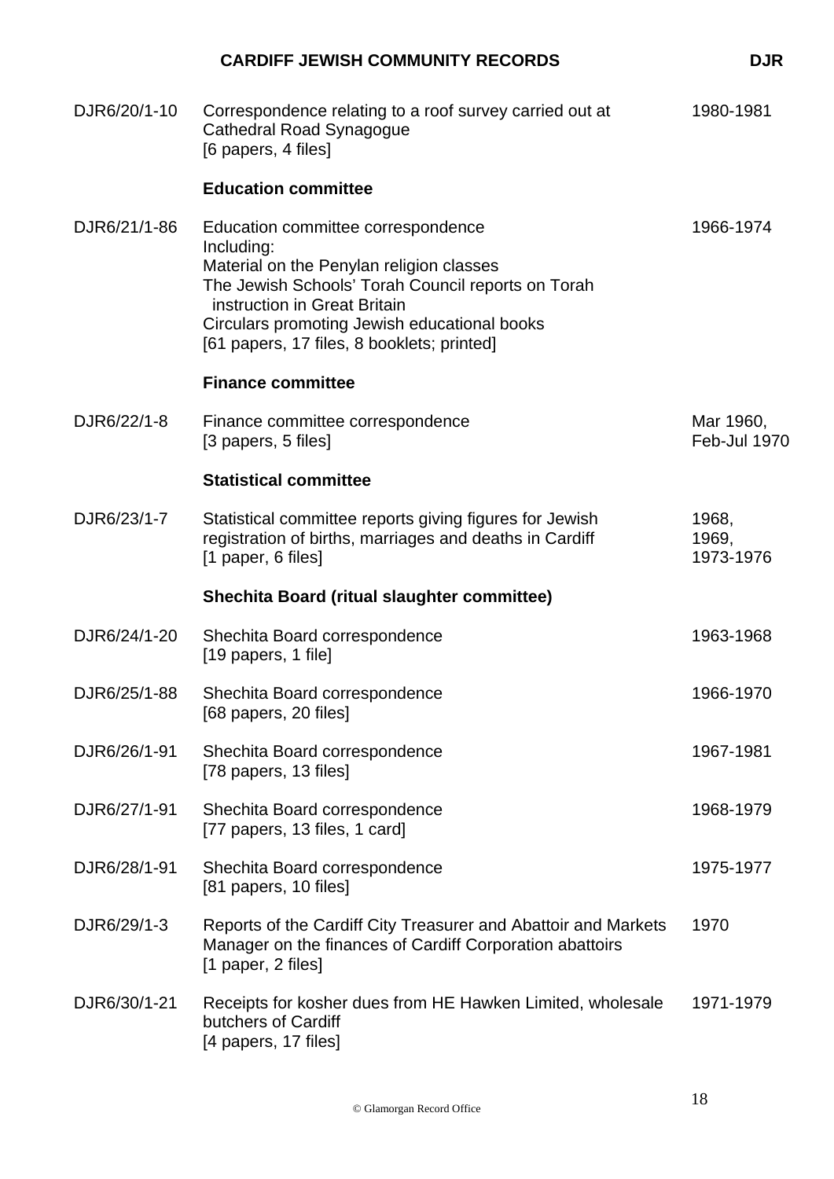| Reference | Description | Date |
|---|---|---|
| DJR6/20/1-10 | Correspondence relating to a roof survey carried out at Cathedral Road Synagogue [6 papers, 4 files] | 1980-1981 |
| | **Education committee** | |
| DJR6/21/1-86 | Education committee correspondence<br>Including:<br>Material on the Penylan religion classes<br>The Jewish Schools' Torah Council reports on Torah instruction in Great Britain<br>Circulars promoting Jewish educational books<br>[61 papers, 17 files, 8 booklets; printed] | 1966-1974 |
| | **Finance committee** | |
| DJR6/22/1-8 | Finance committee correspondence [3 papers, 5 files] | Mar 1960, Feb-Jul 1970 |
| | **Statistical committee** | |
| DJR6/23/1-7 | Statistical committee reports giving figures for Jewish registration of births, marriages and deaths in Cardiff [1 paper, 6 files] | 1968, 1969, 1973-1976 |
| | **Shechita Board (ritual slaughter committee)** | |
| DJR6/24/1-20 | Shechita Board correspondence [19 papers, 1 file] | 1963-1968 |
| DJR6/25/1-88 | Shechita Board correspondence [68 papers, 20 files] | 1966-1970 |
| DJR6/26/1-91 | Shechita Board correspondence [78 papers, 13 files] | 1967-1981 |
| DJR6/27/1-91 | Shechita Board correspondence [77 papers, 13 files, 1 card] | 1968-1979 |
| DJR6/28/1-91 | Shechita Board correspondence [81 papers, 10 files] | 1975-1977 |
| DJR6/29/1-3 | Reports of the Cardiff City Treasurer and Abattoir and Markets Manager on the finances of Cardiff Corporation abattoirs [1 paper, 2 files] | 1970 |
| DJR6/30/1-21 | Receipts for kosher dues from HE Hawken Limited, wholesale butchers of Cardiff [4 papers, 17 files] | 1971-1979 |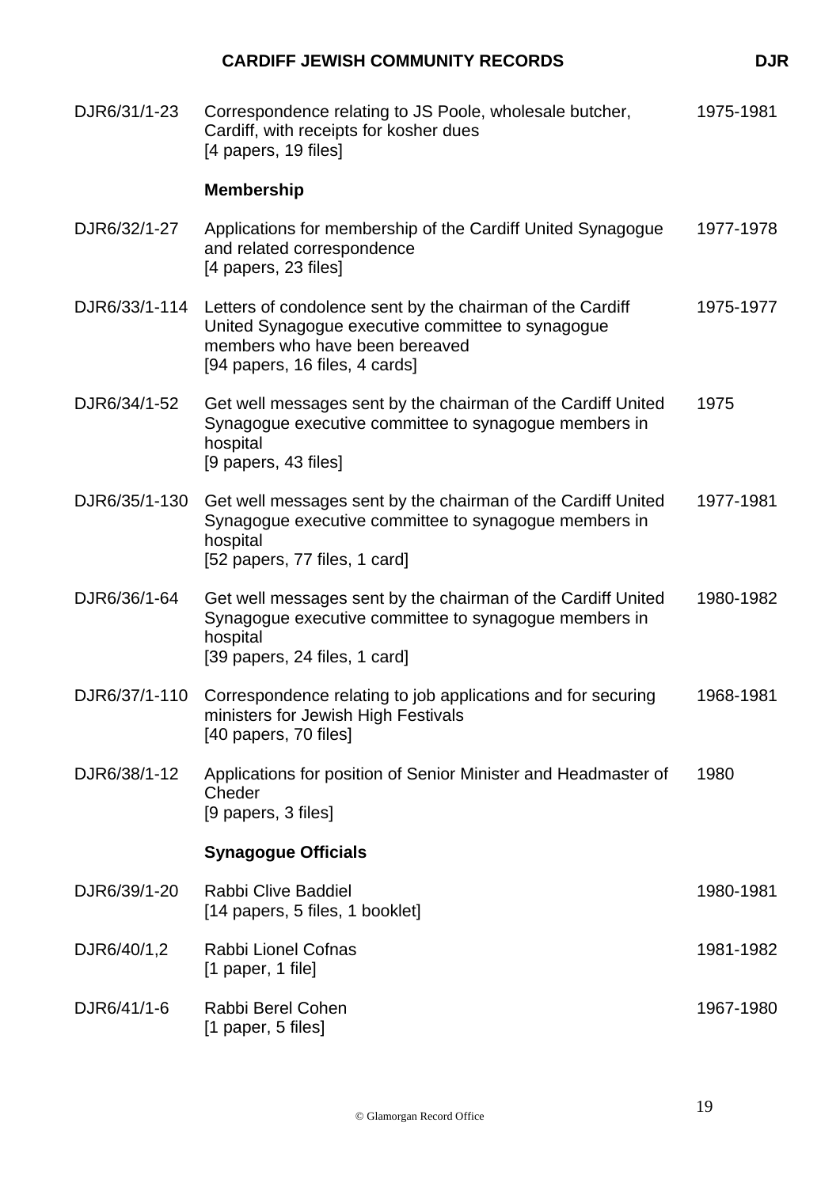| | | |
|---|---|---|
| DJR6/31/1-23 | Correspondence relating to JS Poole, wholesale butcher, Cardiff, with receipts for kosher dues<br>[4 papers, 19 files] | 1975-1981 |
| | **Membership** | |
| DJR6/32/1-27 | Applications for membership of the Cardiff United Synagogue and related correspondence<br>[4 papers, 23 files] | 1977-1978 |
| DJR6/33/1-114 | Letters of condolence sent by the chairman of the Cardiff United Synagogue executive committee to synagogue members who have been bereaved<br>[94 papers, 16 files, 4 cards] | 1975-1977 |
| DJR6/34/1-52 | Get well messages sent by the chairman of the Cardiff United Synagogue executive committee to synagogue members in hospital<br>[9 papers, 43 files] | 1975 |
| DJR6/35/1-130 | Get well messages sent by the chairman of the Cardiff United Synagogue executive committee to synagogue members in hospital<br>[52 papers, 77 files, 1 card] | 1977-1981 |
| DJR6/36/1-64 | Get well messages sent by the chairman of the Cardiff United Synagogue executive committee to synagogue members in hospital<br>[39 papers, 24 files, 1 card] | 1980-1982 |
| DJR6/37/1-110 | Correspondence relating to job applications and for securing ministers for Jewish High Festivals<br>[40 papers, 70 files] | 1968-1981 |
| DJR6/38/1-12 | Applications for position of Senior Minister and Headmaster of Cheder<br>[9 papers, 3 files] | 1980 |
| | **Synagogue Officials** | |
| DJR6/39/1-20 | Rabbi Clive Baddiel<br>[14 papers, 5 files, 1 booklet] | 1980-1981 |
| DJR6/40/1,2 | Rabbi Lionel Cofnas<br>[1 paper, 1 file] | 1981-1982 |
| DJR6/41/1-6 | Rabbi Berel Cohen<br>[1 paper, 5 files] | 1967-1980 |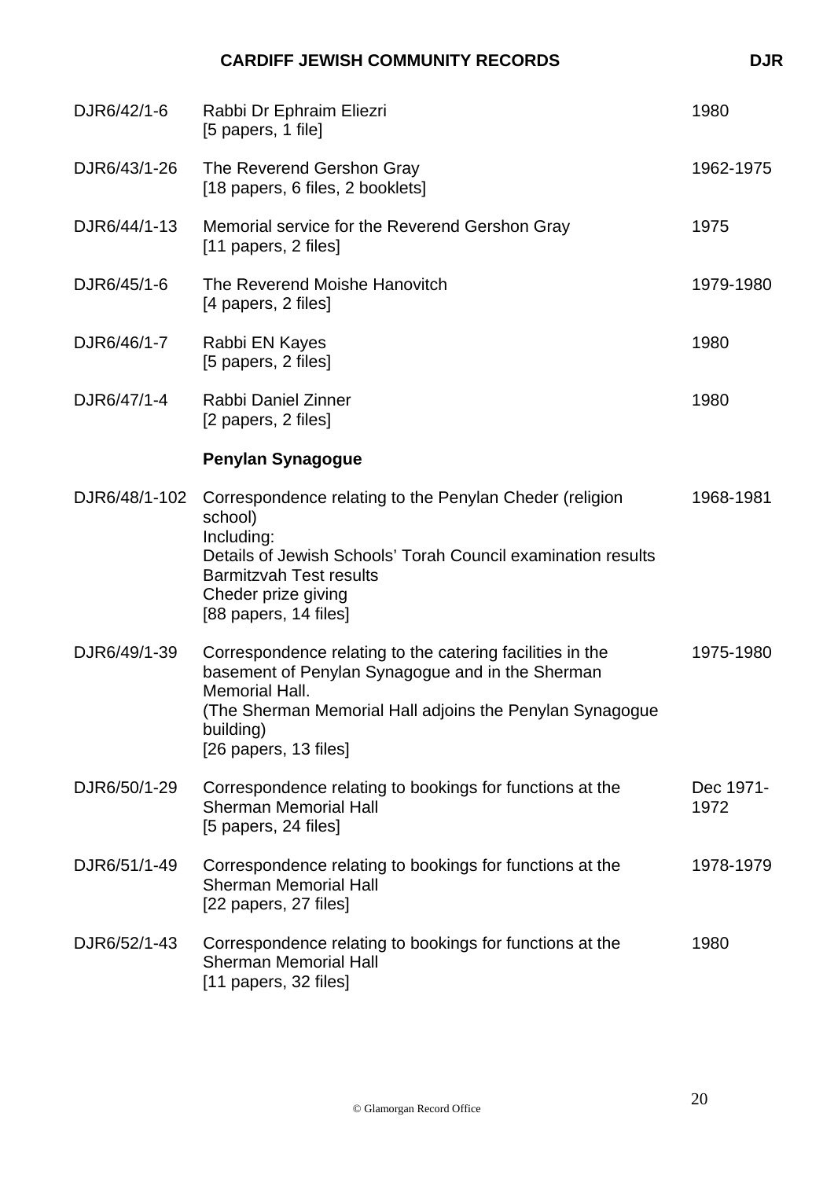| | | |
|---|---|---|
| DJR6/42/1-6 | Rabbi Dr Ephraim Eliezri<br>[5 papers, 1 file] | 1980 |
| DJR6/43/1-26 | The Reverend Gershon Gray<br>[18 papers, 6 files, 2 booklets] | 1962-1975 |
| DJR6/44/1-13 | Memorial service for the Reverend Gershon Gray<br>[11 papers, 2 files] | 1975 |
| DJR6/45/1-6 | The Reverend Moishe Hanovitch<br>[4 papers, 2 files] | 1979-1980 |
| DJR6/46/1-7 | Rabbi EN Kayes<br>[5 papers, 2 files] | 1980 |
| DJR6/47/1-4 | Rabbi Daniel Zinner<br>[2 papers, 2 files] | 1980 |
| | **Penylan Synagogue** | |
| DJR6/48/1-102 | Correspondence relating to the Penylan Cheder (religion school)<br>Including:<br>Details of Jewish Schools' Torah Council examination results<br>Barmitzvah Test results<br>Cheder prize giving<br>[88 papers, 14 files] | 1968-1981 |
| DJR6/49/1-39 | Correspondence relating to the catering facilities in the basement of Penylan Synagogue and in the Sherman Memorial Hall.<br>(The Sherman Memorial Hall adjoins the Penylan Synagogue building)<br>[26 papers, 13 files] | 1975-1980 |
| DJR6/50/1-29 | Correspondence relating to bookings for functions at the Sherman Memorial Hall<br>[5 papers, 24 files] | Dec 1971-1972 |
| DJR6/51/1-49 | Correspondence relating to bookings for functions at the Sherman Memorial Hall<br>[22 papers, 27 files] | 1978-1979 |
| DJR6/52/1-43 | Correspondence relating to bookings for functions at the Sherman Memorial Hall<br>[11 papers, 32 files] | 1980 |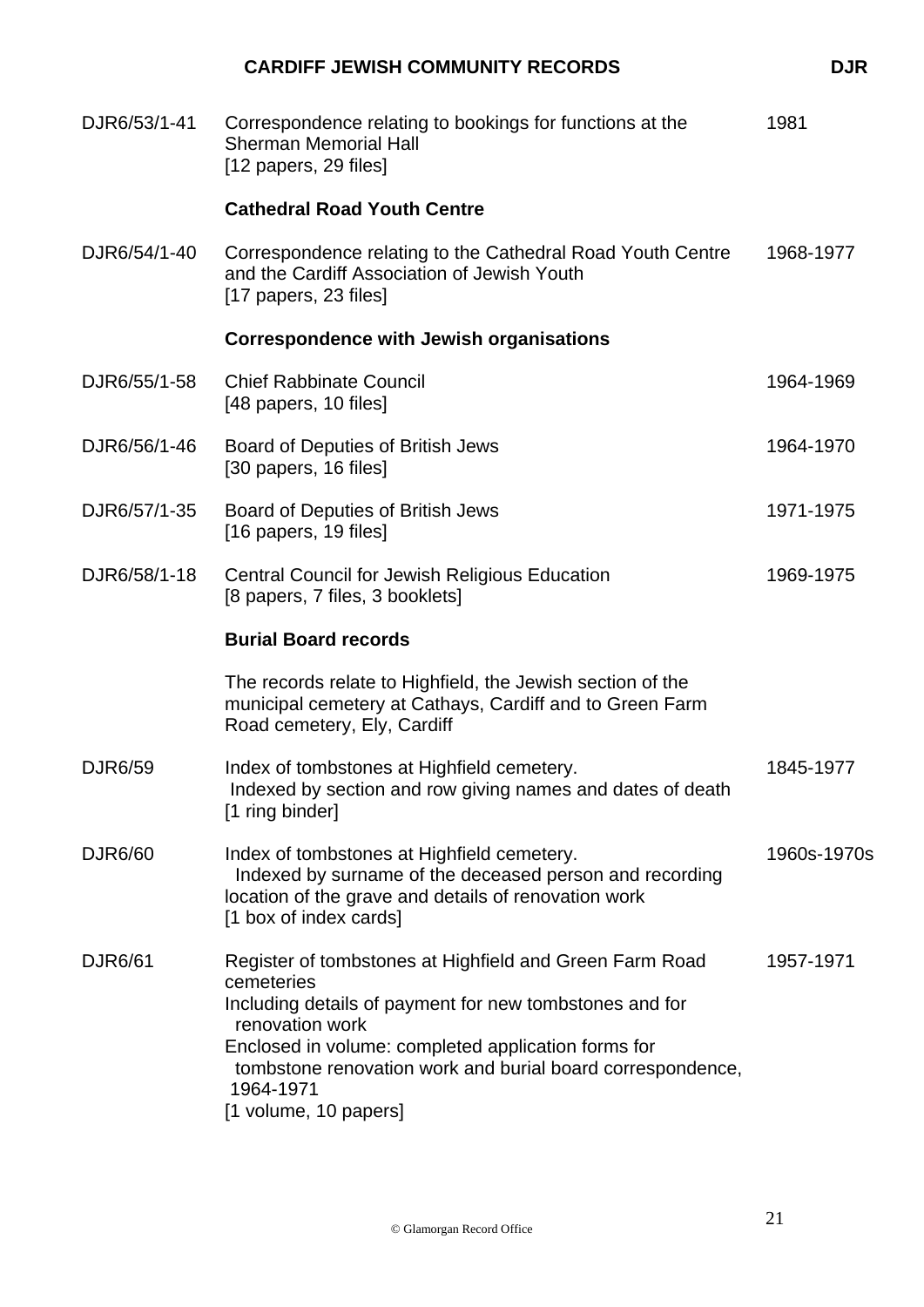| | | |
|---|---|---|
| DJR6/53/1-41 | Correspondence relating to bookings for functions at the Sherman Memorial Hall<br>[12 papers, 29 files] | 1981 |
| | **Cathedral Road Youth Centre** | |
| DJR6/54/1-40 | Correspondence relating to the Cathedral Road Youth Centre and the Cardiff Association of Jewish Youth<br>[17 papers, 23 files] | 1968-1977 |
| | **Correspondence with Jewish organisations** | |
| DJR6/55/1-58 | Chief Rabbinate Council<br>[48 papers, 10 files] | 1964-1969 |
| DJR6/56/1-46 | Board of Deputies of British Jews<br>[30 papers, 16 files] | 1964-1970 |
| DJR6/57/1-35 | Board of Deputies of British Jews<br>[16 papers, 19 files] | 1971-1975 |
| DJR6/58/1-18 | Central Council for Jewish Religious Education<br>[8 papers, 7 files, 3 booklets] | 1969-1975 |
| | **Burial Board records** | |
| | The records relate to Highfield, the Jewish section of the municipal cemetery at Cathays, Cardiff and to Green Farm Road cemetery, Ely, Cardiff | |
| DJR6/59 | Index of tombstones at Highfield cemetery.<br>Indexed by section and row giving names and dates of death<br>[1 ring binder] | 1845-1977 |
| DJR6/60 | Index of tombstones at Highfield cemetery.<br>Indexed by surname of the deceased person and recording location of the grave and details of renovation work<br>[1 box of index cards] | 1960s-1970s |
| DJR6/61 | Register of tombstones at Highfield and Green Farm Road cemeteries<br>Including details of payment for new tombstones and for renovation work<br>Enclosed in volume: completed application forms for tombstone renovation work and burial board correspondence, 1964-1971<br>[1 volume, 10 papers] | 1957-1971 |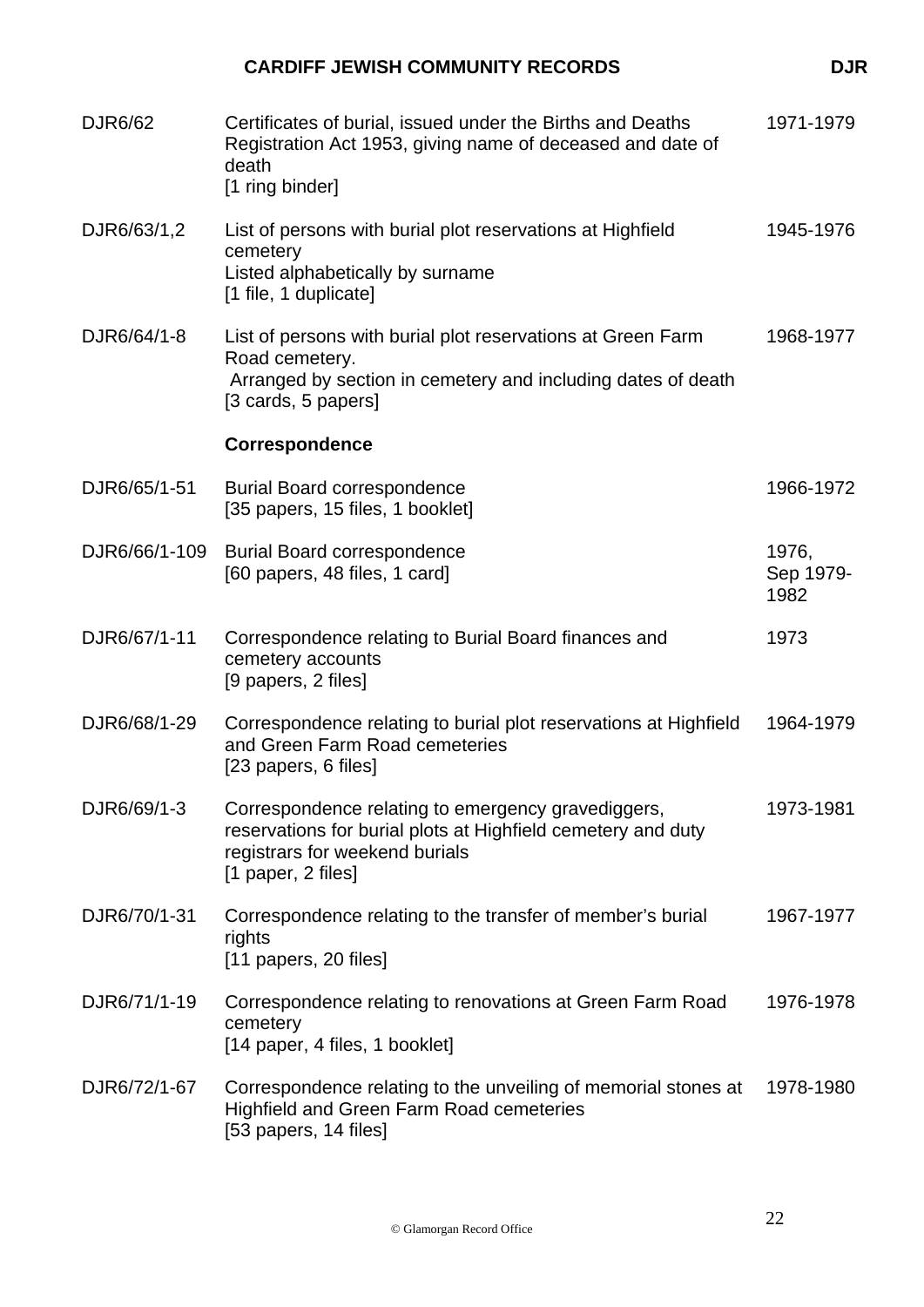| Reference | Description | Dates |
|---|---|---|
| DJR6/62 | Certificates of burial, issued under the Births and Deaths Registration Act 1953, giving name of deceased and date of death<br>[1 ring binder] | 1971-1979 |
| DJR6/63/1,2 | List of persons with burial plot reservations at Highfield cemetery<br>Listed alphabetically by surname<br>[1 file, 1 duplicate] | 1945-1976 |
| DJR6/64/1-8 | List of persons with burial plot reservations at Green Farm Road cemetery.<br>Arranged by section in cemetery and including dates of death<br>[3 cards, 5 papers] | 1968-1977 |
| | **Correspondence** | |
| DJR6/65/1-51 | Burial Board correspondence<br>[35 papers, 15 files, 1 booklet] | 1966-1972 |
| DJR6/66/1-109 | Burial Board correspondence<br>[60 papers, 48 files, 1 card] | 1976, Sep 1979-1982 |
| DJR6/67/1-11 | Correspondence relating to Burial Board finances and cemetery accounts<br>[9 papers, 2 files] | 1973 |
| DJR6/68/1-29 | Correspondence relating to burial plot reservations at Highfield and Green Farm Road cemeteries<br>[23 papers, 6 files] | 1964-1979 |
| DJR6/69/1-3 | Correspondence relating to emergency gravediggers, reservations for burial plots at Highfield cemetery and duty registrars for weekend burials<br>[1 paper, 2 files] | 1973-1981 |
| DJR6/70/1-31 | Correspondence relating to the transfer of member's burial rights<br>[11 papers, 20 files] | 1967-1977 |
| DJR6/71/1-19 | Correspondence relating to renovations at Green Farm Road cemetery<br>[14 paper, 4 files, 1 booklet] | 1976-1978 |
| DJR6/72/1-67 | Correspondence relating to the unveiling of memorial stones at Highfield and Green Farm Road cemeteries<br>[53 papers, 14 files] | 1978-1980 |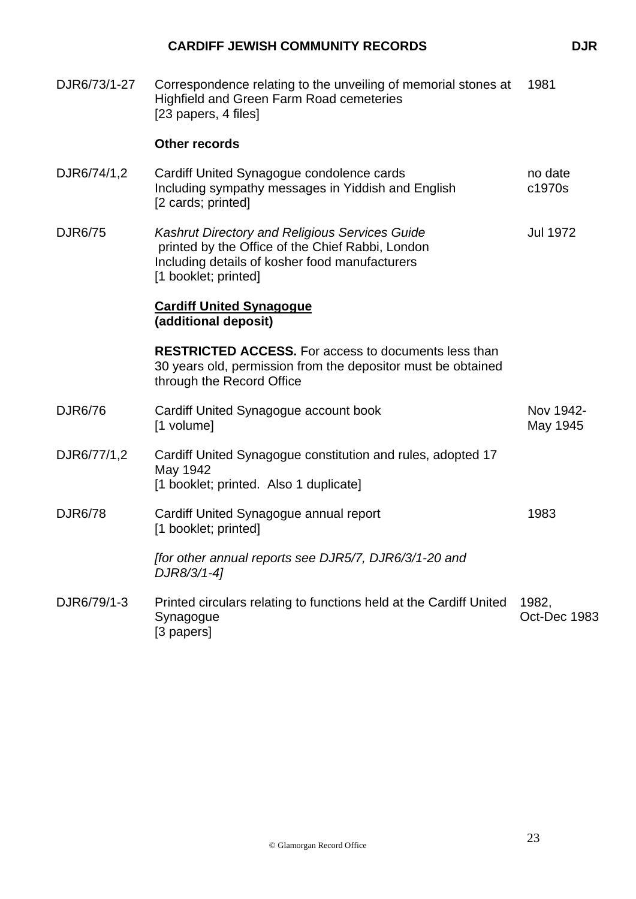| | | |
|---|---|---|
| DJR6/73/1-27 | Correspondence relating to the unveiling of memorial stones at Highfield and Green Farm Road cemeteries<br>[23 papers, 4 files] | 1981 |
| | **Other records** | |
| DJR6/74/1,2 | Cardiff United Synagogue condolence cards<br>Including sympathy messages in Yiddish and English<br>[2 cards; printed] | no date<br>c1970s |
| DJR6/75 | *Kashrut Directory and Religious Services Guide*<br>printed by the Office of the Chief Rabbi, London<br>Including details of kosher food manufacturers<br>[1 booklet; printed] | Jul 1972 |
| | **Cardiff United Synagogue**<br>**(additional deposit)** | |
| | **RESTRICTED ACCESS.** For access to documents less than 30 years old, permission from the depositor must be obtained through the Record Office | |
| DJR6/76 | Cardiff United Synagogue account book<br>[1 volume] | Nov 1942-<br>May 1945 |
| DJR6/77/1,2 | Cardiff United Synagogue constitution and rules, adopted 17 May 1942<br>[1 booklet; printed. Also 1 duplicate] | |
| DJR6/78 | Cardiff United Synagogue annual report<br>[1 booklet; printed] | 1983 |
| | *[for other annual reports see DJR5/7, DJR6/3/1-20 and DJR8/3/1-4]* | |
| DJR6/79/1-3 | Printed circulars relating to functions held at the Cardiff United Synagogue<br>[3 papers] | 1982,<br>Oct-Dec 1983 |

© Glamorgan Record Office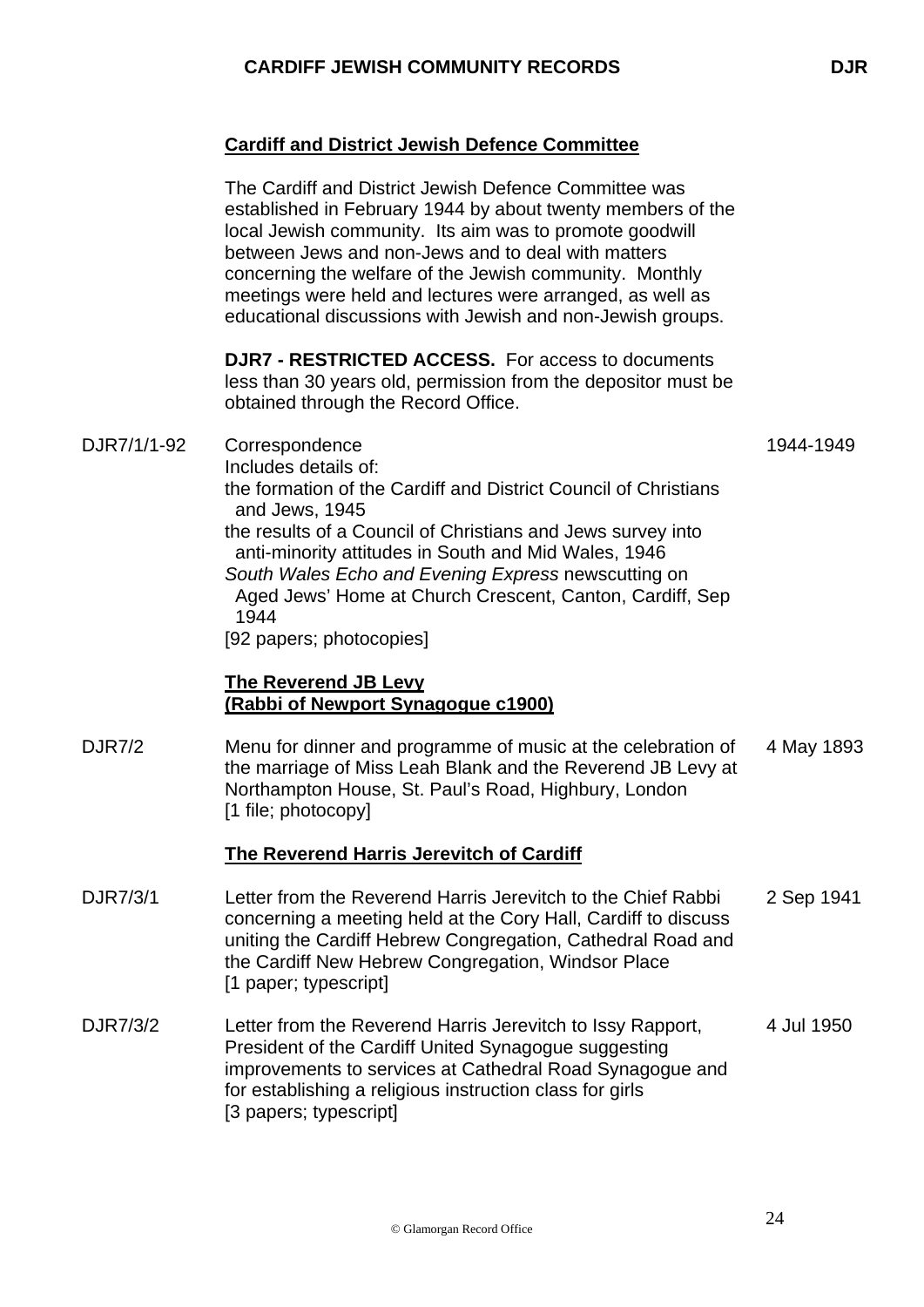## Cardiff and District Jewish Defence Committee

The Cardiff and District Jewish Defence Committee was established in February 1944 by about twenty members of the local Jewish community. Its aim was to promote goodwill between Jews and non-Jews and to deal with matters concerning the welfare of the Jewish community. Monthly meetings were held and lectures were arranged, as well as educational discussions with Jewish and non-Jewish groups.

**DJR7 - RESTRICTED ACCESS.** For access to documents less than 30 years old, permission from the depositor must be obtained through the Record Office.

| Reference | Description | Date |
|---|---|---|
| DJR7/1/1-92 | Correspondence<br>Includes details of:<br>the formation of the Cardiff and District Council of Christians and Jews, 1945<br>the results of a Council of Christians and Jews survey into anti-minority attitudes in South and Mid Wales, 1946<br>*South Wales Echo and Evening Express* newscutting on Aged Jews' Home at Church Crescent, Canton, Cardiff, Sep 1944<br>[92 papers; photocopies] | 1944-1949 |

## The Reverend JB Levy (Rabbi of Newport Synagogue c1900)

| Reference | Description | Date |
|---|---|---|
| DJR7/2 | Menu for dinner and programme of music at the celebration of the marriage of Miss Leah Blank and the Reverend JB Levy at Northampton House, St. Paul's Road, Highbury, London<br>[1 file; photocopy] | 4 May 1893 |

## The Reverend Harris Jerevitch of Cardiff

| Reference | Description | Date |
|---|---|---|
| DJR7/3/1 | Letter from the Reverend Harris Jerevitch to the Chief Rabbi concerning a meeting held at the Cory Hall, Cardiff to discuss uniting the Cardiff Hebrew Congregation, Cathedral Road and the Cardiff New Hebrew Congregation, Windsor Place<br>[1 paper; typescript] | 2 Sep 1941 |
| DJR7/3/2 | Letter from the Reverend Harris Jerevitch to Issy Rapport, President of the Cardiff United Synagogue suggesting improvements to services at Cathedral Road Synagogue and for establishing a religious instruction class for girls<br>[3 papers; typescript] | 4 Jul 1950 |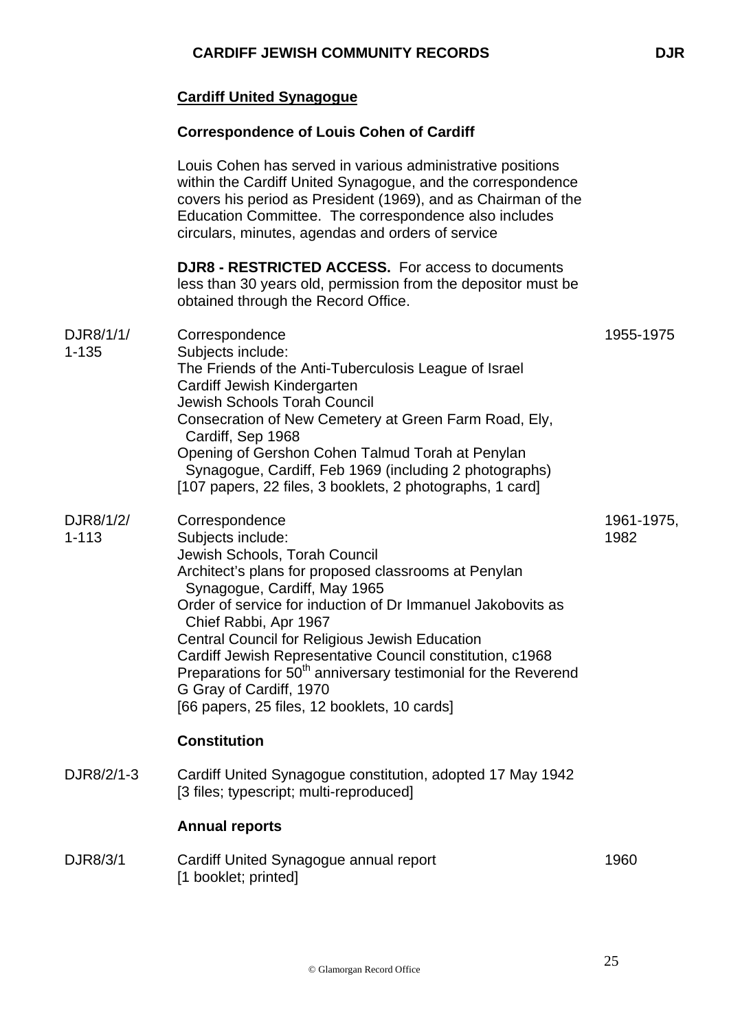## Cardiff United Synagogue

### Correspondence of Louis Cohen of Cardiff

Louis Cohen has served in various administrative positions within the Cardiff United Synagogue, and the correspondence covers his period as President (1969), and as Chairman of the Education Committee. The correspondence also includes circulars, minutes, agendas and orders of service

**DJR8 - RESTRICTED ACCESS.** For access to documents less than 30 years old, permission from the depositor must be obtained through the Record Office.

| Reference | Description | Date |
|---|---|---|
| DJR8/1/1/ 1-135 | Correspondence<br>Subjects include:<br>The Friends of the Anti-Tuberculosis League of Israel<br>Cardiff Jewish Kindergarten<br>Jewish Schools Torah Council<br>Consecration of New Cemetery at Green Farm Road, Ely, Cardiff, Sep 1968<br>Opening of Gershon Cohen Talmud Torah at Penylan Synagogue, Cardiff, Feb 1969 (including 2 photographs)<br>[107 papers, 22 files, 3 booklets, 2 photographs, 1 card] | 1955-1975 |
| DJR8/1/2/ 1-113 | Correspondence<br>Subjects include:<br>Jewish Schools, Torah Council<br>Architect's plans for proposed classrooms at Penylan Synagogue, Cardiff, May 1965<br>Order of service for induction of Dr Immanuel Jakobovits as Chief Rabbi, Apr 1967<br>Central Council for Religious Jewish Education<br>Cardiff Jewish Representative Council constitution, c1968<br>Preparations for 50th anniversary testimonial for the Reverend G Gray of Cardiff, 1970<br>[66 papers, 25 files, 12 booklets, 10 cards] | 1961-1975, 1982 |

### Constitution

| Reference | Description | Date |
|---|---|---|
| DJR8/2/1-3 | Cardiff United Synagogue constitution, adopted 17 May 1942<br>[3 files; typescript; multi-reproduced] | |

### Annual reports

| Reference | Description | Date |
|---|---|---|
| DJR8/3/1 | Cardiff United Synagogue annual report<br>[1 booklet; printed] | 1960 |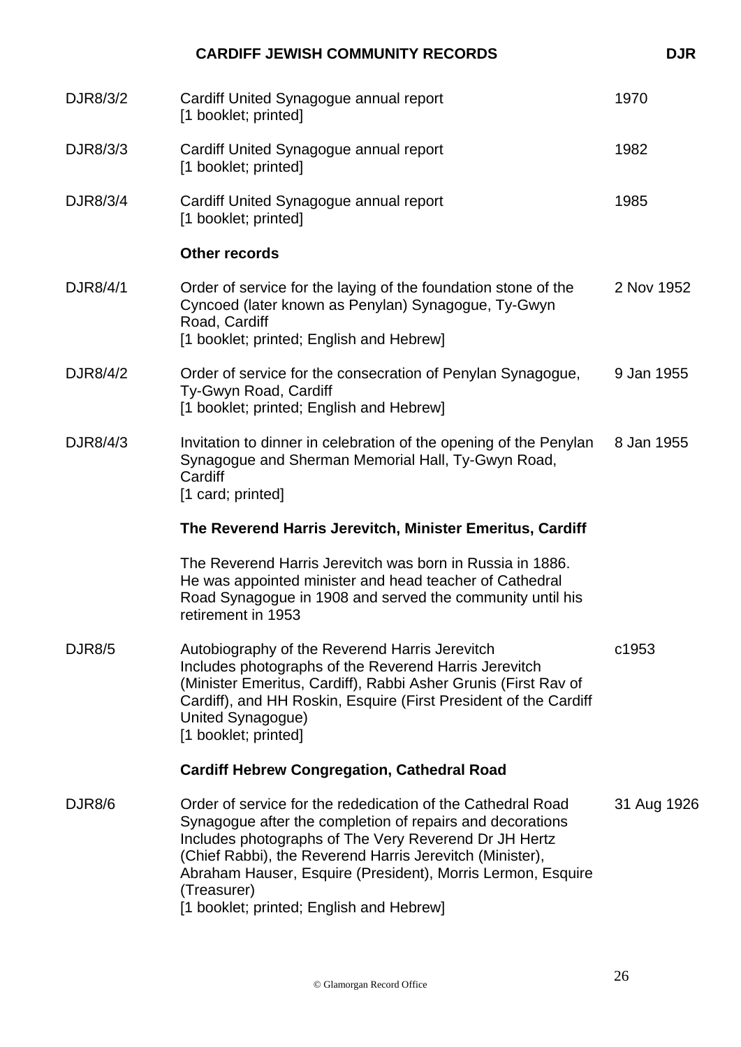| | | |
|---|---|---|
| DJR8/3/2 | Cardiff United Synagogue annual report<br>[1 booklet; printed] | 1970 |
| DJR8/3/3 | Cardiff United Synagogue annual report<br>[1 booklet; printed] | 1982 |
| DJR8/3/4 | Cardiff United Synagogue annual report<br>[1 booklet; printed] | 1985 |

**Other records**

| | | |
|---|---|---|
| DJR8/4/1 | Order of service for the laying of the foundation stone of the Cyncoed (later known as Penylan) Synagogue, Ty-Gwyn Road, Cardiff<br>[1 booklet; printed; English and Hebrew] | 2 Nov 1952 |
| DJR8/4/2 | Order of service for the consecration of Penylan Synagogue, Ty-Gwyn Road, Cardiff<br>[1 booklet; printed; English and Hebrew] | 9 Jan 1955 |
| DJR8/4/3 | Invitation to dinner in celebration of the opening of the Penylan Synagogue and Sherman Memorial Hall, Ty-Gwyn Road, Cardiff<br>[1 card; printed] | 8 Jan 1955 |

**The Reverend Harris Jerevitch, Minister Emeritus, Cardiff**

The Reverend Harris Jerevitch was born in Russia in 1886. He was appointed minister and head teacher of Cathedral Road Synagogue in 1908 and served the community until his retirement in 1953

| | | |
|---|---|---|
| DJR8/5 | Autobiography of the Reverend Harris Jerevitch<br>Includes photographs of the Reverend Harris Jerevitch (Minister Emeritus, Cardiff), Rabbi Asher Grunis (First Rav of Cardiff), and HH Roskin, Esquire (First President of the Cardiff United Synagogue)<br>[1 booklet; printed] | c1953 |

**Cardiff Hebrew Congregation, Cathedral Road**

| | | |
|---|---|---|
| DJR8/6 | Order of service for the rededication of the Cathedral Road Synagogue after the completion of repairs and decorations<br>Includes photographs of The Very Reverend Dr JH Hertz (Chief Rabbi), the Reverend Harris Jerevitch (Minister), Abraham Hauser, Esquire (President), Morris Lermon, Esquire (Treasurer)<br>[1 booklet; printed; English and Hebrew] | 31 Aug 1926 |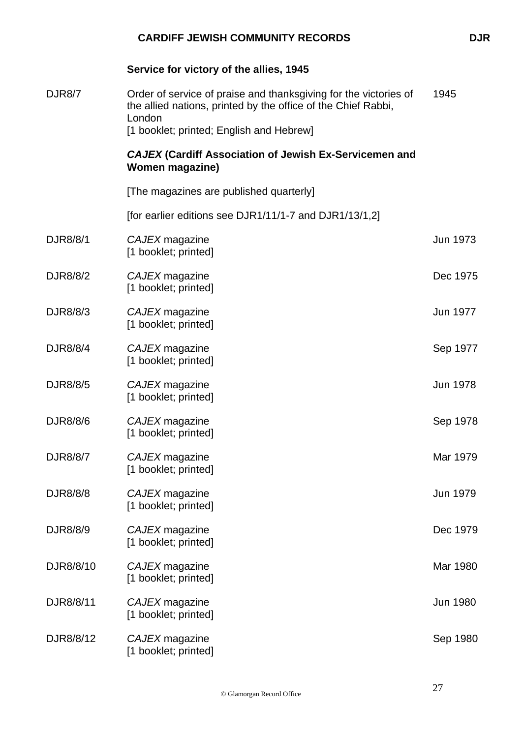**Service for victory of the allies, 1945**

| | | |
|---|---|---|
| DJR8/7 | Order of service of praise and thanksgiving for the victories of the allied nations, printed by the office of the Chief Rabbi, London<br>[1 booklet; printed; English and Hebrew] | 1945 |

***CAJEX* (Cardiff Association of Jewish Ex-Servicemen and Women magazine)**

[The magazines are published quarterly]

[for earlier editions see DJR1/11/1-7 and DJR1/13/1,2]

| | | |
|---|---|---|
| DJR8/8/1 | *CAJEX* magazine<br>[1 booklet; printed] | Jun 1973 |
| DJR8/8/2 | *CAJEX* magazine<br>[1 booklet; printed] | Dec 1975 |
| DJR8/8/3 | *CAJEX* magazine<br>[1 booklet; printed] | Jun 1977 |
| DJR8/8/4 | *CAJEX* magazine<br>[1 booklet; printed] | Sep 1977 |
| DJR8/8/5 | *CAJEX* magazine<br>[1 booklet; printed] | Jun 1978 |
| DJR8/8/6 | *CAJEX* magazine<br>[1 booklet; printed] | Sep 1978 |
| DJR8/8/7 | *CAJEX* magazine<br>[1 booklet; printed] | Mar 1979 |
| DJR8/8/8 | *CAJEX* magazine<br>[1 booklet; printed] | Jun 1979 |
| DJR8/8/9 | *CAJEX* magazine<br>[1 booklet; printed] | Dec 1979 |
| DJR8/8/10 | *CAJEX* magazine<br>[1 booklet; printed] | Mar 1980 |
| DJR8/8/11 | *CAJEX* magazine<br>[1 booklet; printed] | Jun 1980 |
| DJR8/8/12 | *CAJEX* magazine<br>[1 booklet; printed] | Sep 1980 |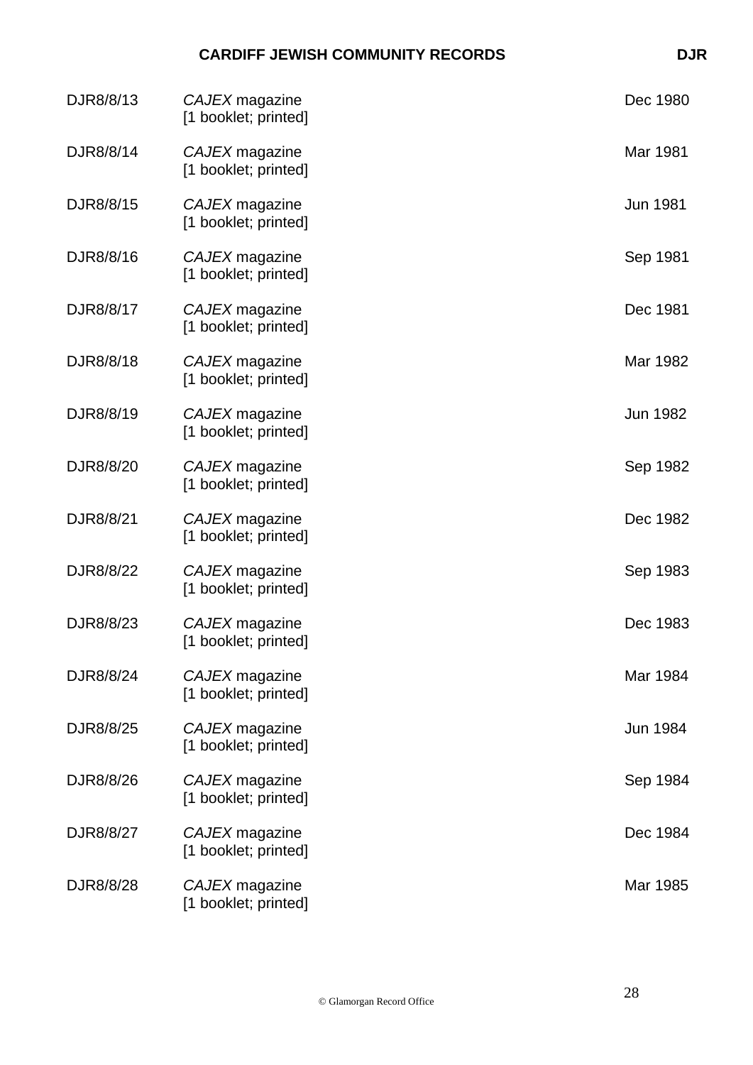| | | |
|---|---|---|
| DJR8/8/13 | *CAJEX* magazine<br>[1 booklet; printed] | Dec 1980 |
| DJR8/8/14 | *CAJEX* magazine<br>[1 booklet; printed] | Mar 1981 |
| DJR8/8/15 | *CAJEX* magazine<br>[1 booklet; printed] | Jun 1981 |
| DJR8/8/16 | *CAJEX* magazine<br>[1 booklet; printed] | Sep 1981 |
| DJR8/8/17 | *CAJEX* magazine<br>[1 booklet; printed] | Dec 1981 |
| DJR8/8/18 | *CAJEX* magazine<br>[1 booklet; printed] | Mar 1982 |
| DJR8/8/19 | *CAJEX* magazine<br>[1 booklet; printed] | Jun 1982 |
| DJR8/8/20 | *CAJEX* magazine<br>[1 booklet; printed] | Sep 1982 |
| DJR8/8/21 | *CAJEX* magazine<br>[1 booklet; printed] | Dec 1982 |
| DJR8/8/22 | *CAJEX* magazine<br>[1 booklet; printed] | Sep 1983 |
| DJR8/8/23 | *CAJEX* magazine<br>[1 booklet; printed] | Dec 1983 |
| DJR8/8/24 | *CAJEX* magazine<br>[1 booklet; printed] | Mar 1984 |
| DJR8/8/25 | *CAJEX* magazine<br>[1 booklet; printed] | Jun 1984 |
| DJR8/8/26 | *CAJEX* magazine<br>[1 booklet; printed] | Sep 1984 |
| DJR8/8/27 | *CAJEX* magazine<br>[1 booklet; printed] | Dec 1984 |
| DJR8/8/28 | *CAJEX* magazine<br>[1 booklet; printed] | Mar 1985 |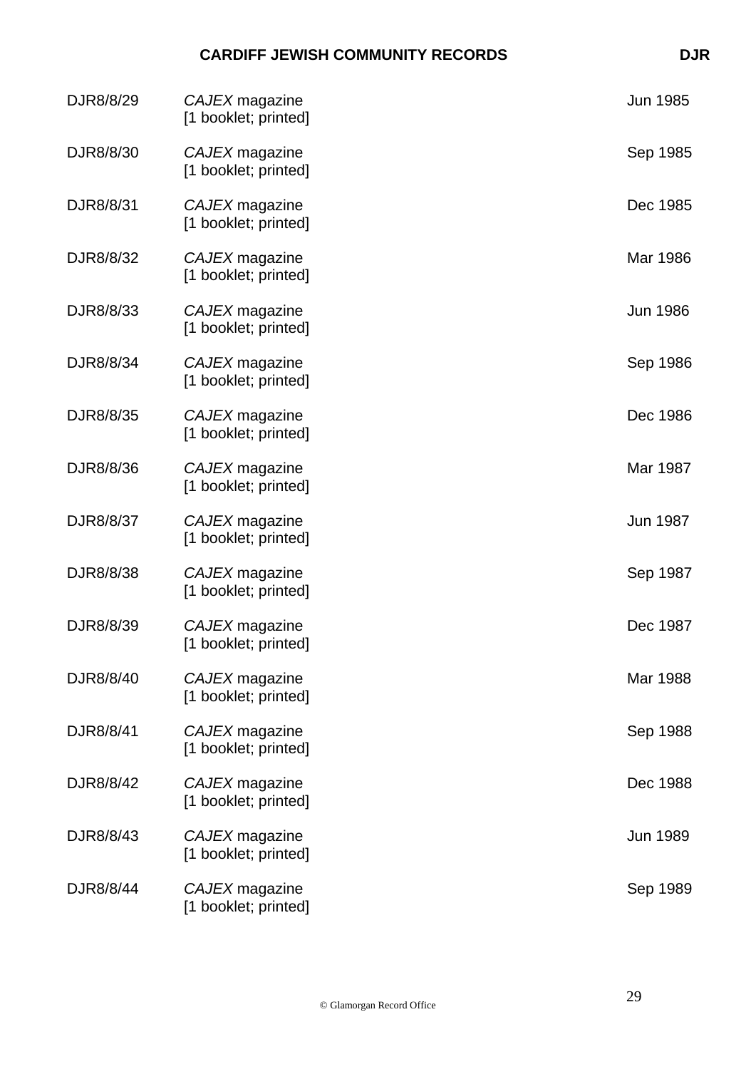| | | |
|---|---|---|
| DJR8/8/29 | *CAJEX* magazine<br>[1 booklet; printed] | Jun 1985 |
| DJR8/8/30 | *CAJEX* magazine<br>[1 booklet; printed] | Sep 1985 |
| DJR8/8/31 | *CAJEX* magazine<br>[1 booklet; printed] | Dec 1985 |
| DJR8/8/32 | *CAJEX* magazine<br>[1 booklet; printed] | Mar 1986 |
| DJR8/8/33 | *CAJEX* magazine<br>[1 booklet; printed] | Jun 1986 |
| DJR8/8/34 | *CAJEX* magazine<br>[1 booklet; printed] | Sep 1986 |
| DJR8/8/35 | *CAJEX* magazine<br>[1 booklet; printed] | Dec 1986 |
| DJR8/8/36 | *CAJEX* magazine<br>[1 booklet; printed] | Mar 1987 |
| DJR8/8/37 | *CAJEX* magazine<br>[1 booklet; printed] | Jun 1987 |
| DJR8/8/38 | *CAJEX* magazine<br>[1 booklet; printed] | Sep 1987 |
| DJR8/8/39 | *CAJEX* magazine<br>[1 booklet; printed] | Dec 1987 |
| DJR8/8/40 | *CAJEX* magazine<br>[1 booklet; printed] | Mar 1988 |
| DJR8/8/41 | *CAJEX* magazine<br>[1 booklet; printed] | Sep 1988 |
| DJR8/8/42 | *CAJEX* magazine<br>[1 booklet; printed] | Dec 1988 |
| DJR8/8/43 | *CAJEX* magazine<br>[1 booklet; printed] | Jun 1989 |
| DJR8/8/44 | *CAJEX* magazine<br>[1 booklet; printed] | Sep 1989 |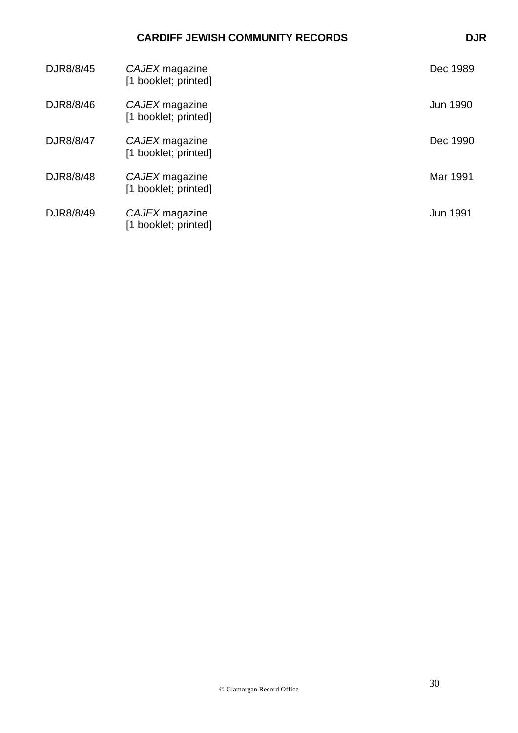| | | |
|---|---|---|
| DJR8/8/45 | *CAJEX* magazine<br>[1 booklet; printed] | Dec 1989 |
| DJR8/8/46 | *CAJEX* magazine<br>[1 booklet; printed] | Jun 1990 |
| DJR8/8/47 | *CAJEX* magazine<br>[1 booklet; printed] | Dec 1990 |
| DJR8/8/48 | *CAJEX* magazine<br>[1 booklet; printed] | Mar 1991 |
| DJR8/8/49 | *CAJEX* magazine<br>[1 booklet; printed] | Jun 1991 |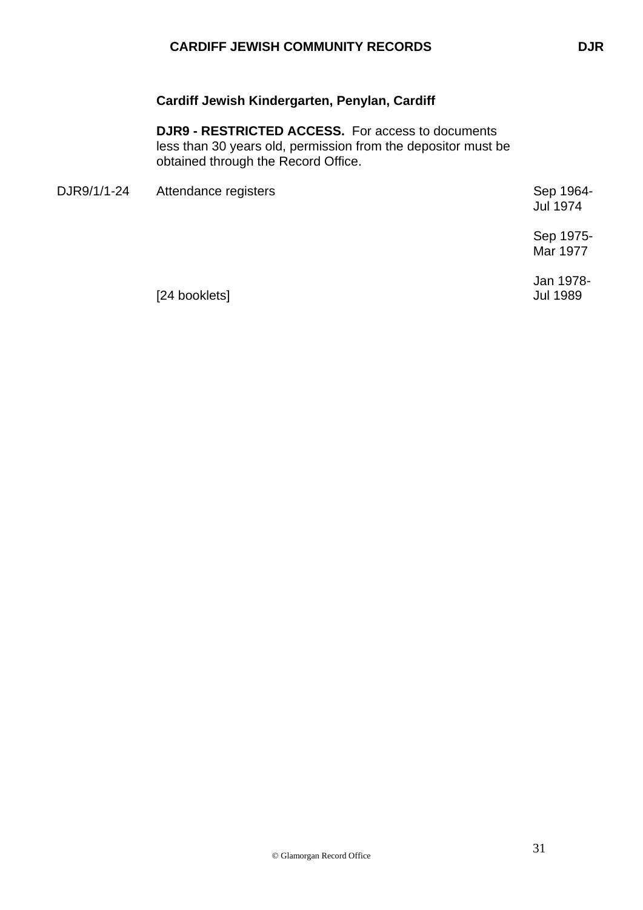**Cardiff Jewish Kindergarten, Penylan, Cardiff**

**DJR9 - RESTRICTED ACCESS.** For access to documents less than 30 years old, permission from the depositor must be obtained through the Record Office.

| | | |
|---|---|---|
| DJR9/1/1-24 | Attendance registers | Sep 1964-Jul 1974 |
| | | Sep 1975-Mar 1977 |
| | [24 booklets] | Jan 1978-Jul 1989 |

© Glamorgan Record Office